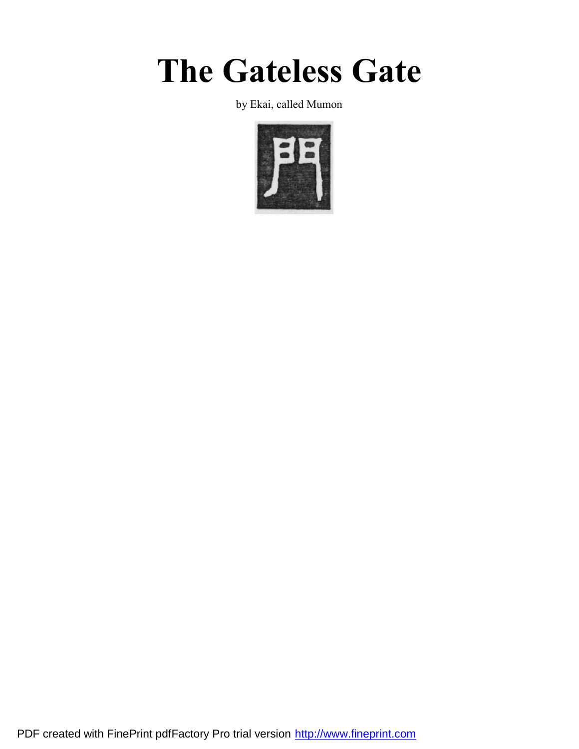# The Gateless Gate

by Ekai, called Mumon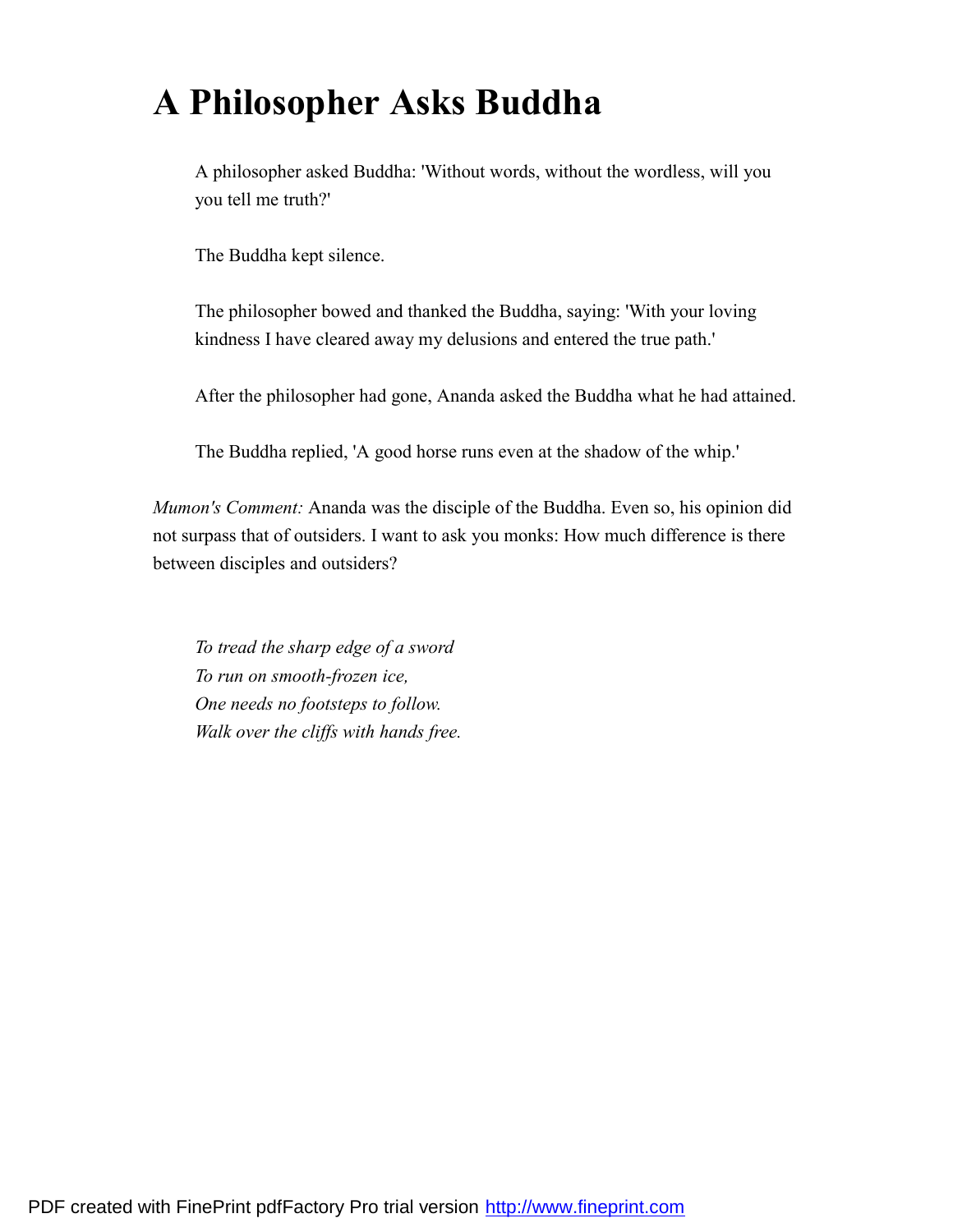# A Philosopher Asks Buddha

A philosopher asked Buddha: 'Without words, without the wordless, will you you tell me truth?'

The Buddha kept silence.

The philosopher bowed and thanked the Buddha, saying: 'With your loving kindness I have cleared away my delusions and entered the true path.'

After the philosopher had gone, Ananda asked the Buddha what he had attained.

The Buddha replied, 'A good horse runs even at the shadow of the whip.'

*Mumon's Comment:* Ananda was the disciple of the Buddha. Even so, his opinion did not surpass that of outsiders. I want to ask you monks: How much difference is there between disciples and outsiders?

*To tread the sharp edge of a sword*  
*To run on smooth-frozen ice,*  
*One needs no footsteps to follow.*  
*Walk over the cliffs with hands free.*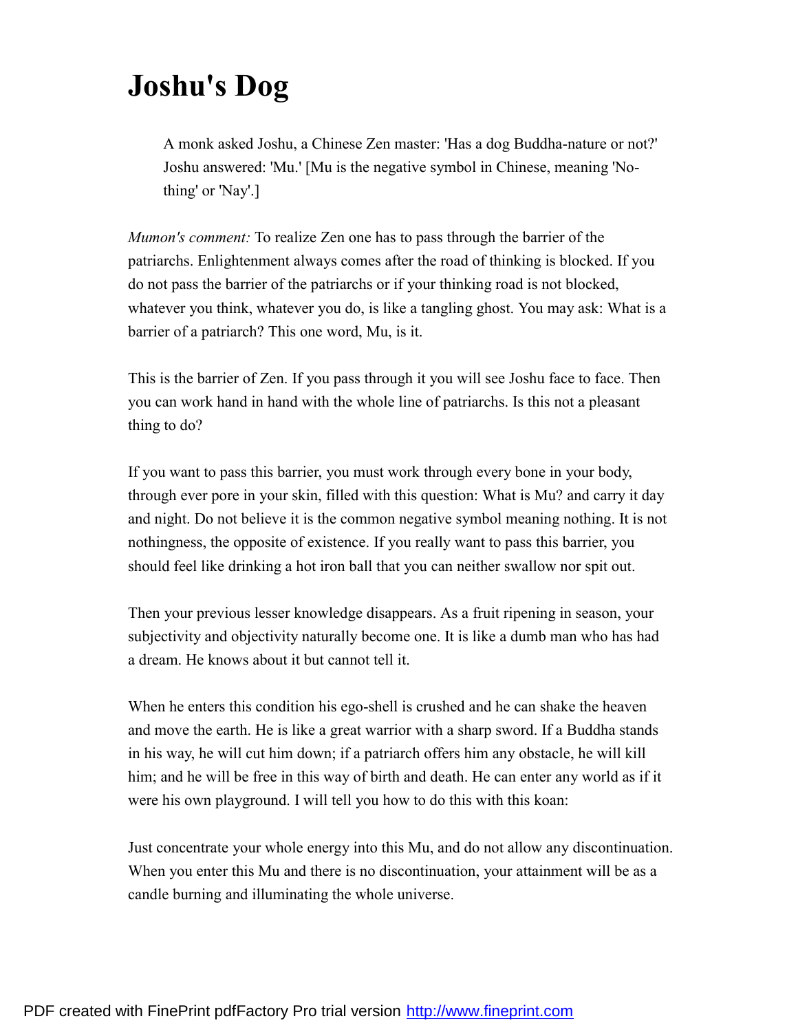# Joshu's Dog

> A monk asked Joshu, a Chinese Zen master: 'Has a dog Buddha-nature or not?' Joshu answered: 'Mu.' [Mu is the negative symbol in Chinese, meaning 'No-thing' or 'Nay'.]

*Mumon's comment:* To realize Zen one has to pass through the barrier of the patriarchs. Enlightenment always comes after the road of thinking is blocked. If you do not pass the barrier of the patriarchs or if your thinking road is not blocked, whatever you think, whatever you do, is like a tangling ghost. You may ask: What is a barrier of a patriarch? This one word, Mu, is it.

This is the barrier of Zen. If you pass through it you will see Joshu face to face. Then you can work hand in hand with the whole line of patriarchs. Is this not a pleasant thing to do?

If you want to pass this barrier, you must work through every bone in your body, through ever pore in your skin, filled with this question: What is Mu? and carry it day and night. Do not believe it is the common negative symbol meaning nothing. It is not nothingness, the opposite of existence. If you really want to pass this barrier, you should feel like drinking a hot iron ball that you can neither swallow nor spit out.

Then your previous lesser knowledge disappears. As a fruit ripening in season, your subjectivity and objectivity naturally become one. It is like a dumb man who has had a dream. He knows about it but cannot tell it.

When he enters this condition his ego-shell is crushed and he can shake the heaven and move the earth. He is like a great warrior with a sharp sword. If a Buddha stands in his way, he will cut him down; if a patriarch offers him any obstacle, he will kill him; and he will be free in this way of birth and death. He can enter any world as if it were his own playground. I will tell you how to do this with this koan:

Just concentrate your whole energy into this Mu, and do not allow any discontinuation. When you enter this Mu and there is no discontinuation, your attainment will be as a candle burning and illuminating the whole universe.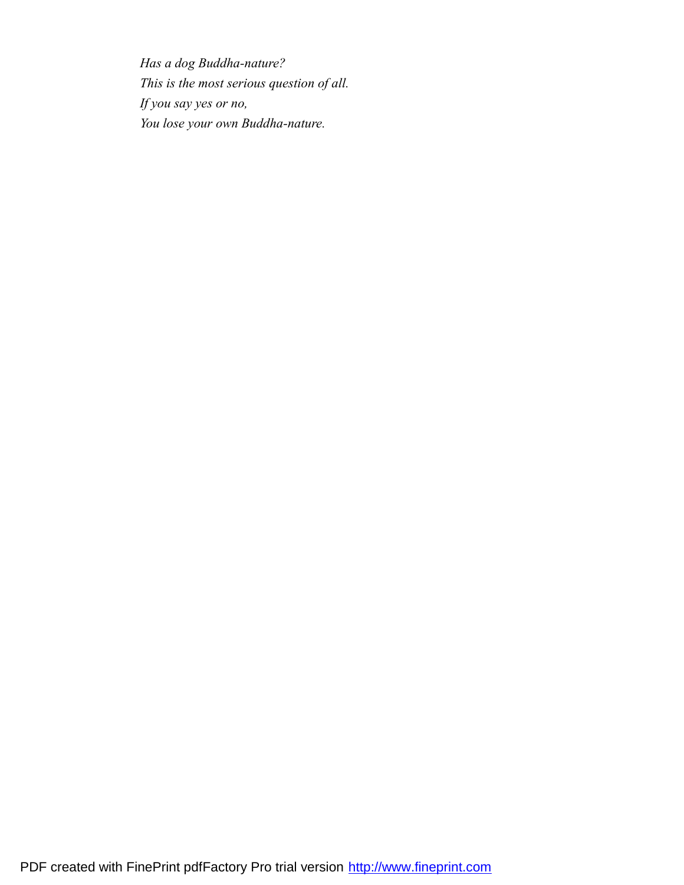*Has a dog Buddha-nature?*  
*This is the most serious question of all.*  
*If you say yes or no,*  
*You lose your own Buddha-nature.*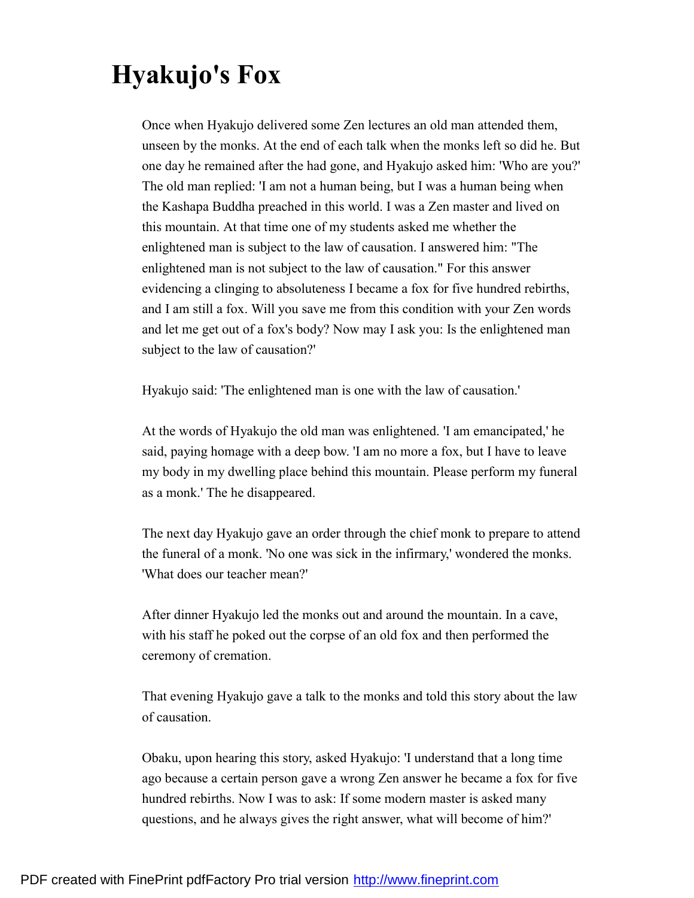# Hyakujo's Fox

Once when Hyakujo delivered some Zen lectures an old man attended them, unseen by the monks. At the end of each talk when the monks left so did he. But one day he remained after the had gone, and Hyakujo asked him: 'Who are you?' The old man replied: 'I am not a human being, but I was a human being when the Kashapa Buddha preached in this world. I was a Zen master and lived on this mountain. At that time one of my students asked me whether the enlightened man is subject to the law of causation. I answered him: "The enlightened man is not subject to the law of causation." For this answer evidencing a clinging to absoluteness I became a fox for five hundred rebirths, and I am still a fox. Will you save me from this condition with your Zen words and let me get out of a fox's body? Now may I ask you: Is the enlightened man subject to the law of causation?'

Hyakujo said: 'The enlightened man is one with the law of causation.'

At the words of Hyakujo the old man was enlightened. 'I am emancipated,' he said, paying homage with a deep bow. 'I am no more a fox, but I have to leave my body in my dwelling place behind this mountain. Please perform my funeral as a monk.' The he disappeared.

The next day Hyakujo gave an order through the chief monk to prepare to attend the funeral of a monk. 'No one was sick in the infirmary,' wondered the monks. 'What does our teacher mean?'

After dinner Hyakujo led the monks out and around the mountain. In a cave, with his staff he poked out the corpse of an old fox and then performed the ceremony of cremation.

That evening Hyakujo gave a talk to the monks and told this story about the law of causation.

Obaku, upon hearing this story, asked Hyakujo: 'I understand that a long time ago because a certain person gave a wrong Zen answer he became a fox for five hundred rebirths. Now I was to ask: If some modern master is asked many questions, and he always gives the right answer, what will become of him?'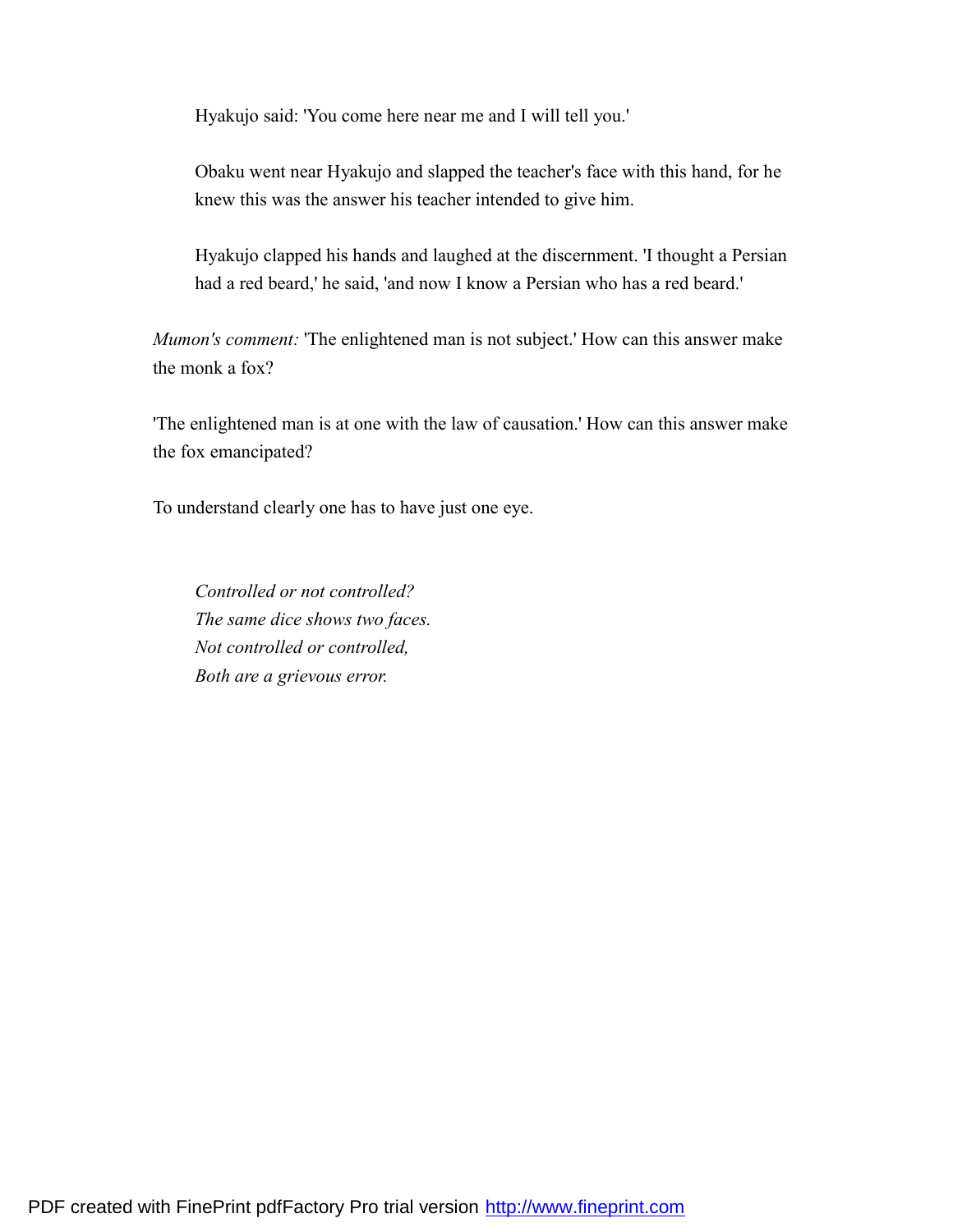Hyakujo said: 'You come here near me and I will tell you.'

Obaku went near Hyakujo and slapped the teacher's face with this hand, for he knew this was the answer his teacher intended to give him.

Hyakujo clapped his hands and laughed at the discernment. 'I thought a Persian had a red beard,' he said, 'and now I know a Persian who has a red beard.'

*Mumon's comment:* 'The enlightened man is not subject.' How can this answer make the monk a fox?

'The enlightened man is at one with the law of causation.' How can this answer make the fox emancipated?

To understand clearly one has to have just one eye.

*Controlled or not controlled?*  
*The same dice shows two faces.*  
*Not controlled or controlled,*  
*Both are a grievous error.*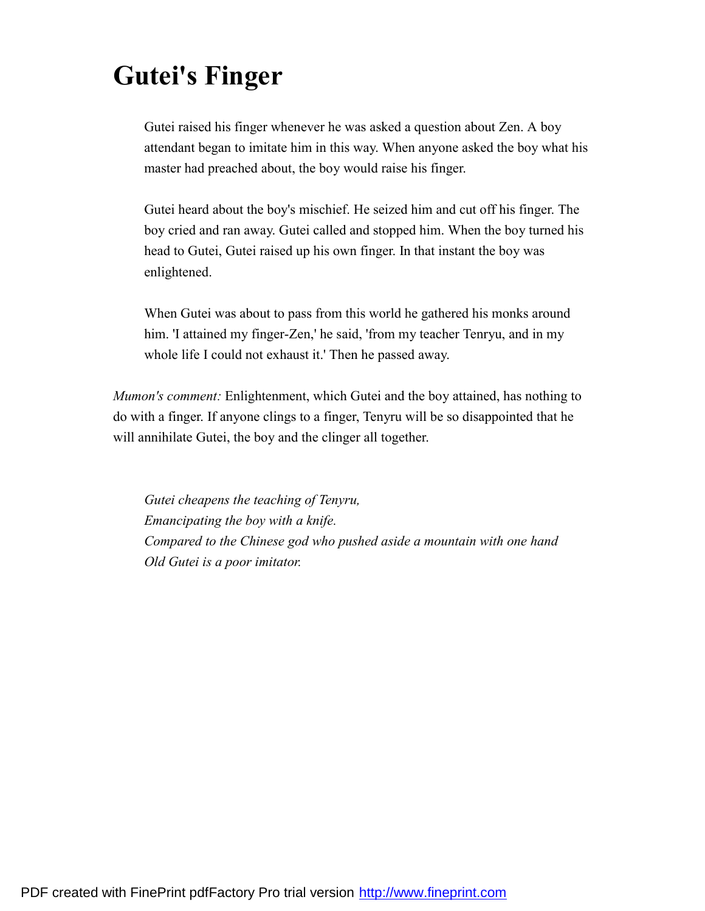# Gutei's Finger

> Gutei raised his finger whenever he was asked a question about Zen. A boy attendant began to imitate him in this way. When anyone asked the boy what his master had preached about, the boy would raise his finger.
>
> Gutei heard about the boy's mischief. He seized him and cut off his finger. The boy cried and ran away. Gutei called and stopped him. When the boy turned his head to Gutei, Gutei raised up his own finger. In that instant the boy was enlightened.
>
> When Gutei was about to pass from this world he gathered his monks around him. 'I attained my finger-Zen,' he said, 'from my teacher Tenryu, and in my whole life I could not exhaust it.' Then he passed away.

*Mumon's comment:* Enlightenment, which Gutei and the boy attained, has nothing to do with a finger. If anyone clings to a finger, Tenyru will be so disappointed that he will annihilate Gutei, the boy and the clinger all together.

> *Gutei cheapens the teaching of Tenyru,*
> *Emancipating the boy with a knife.*
> *Compared to the Chinese god who pushed aside a mountain with one hand*
> *Old Gutei is a poor imitator.*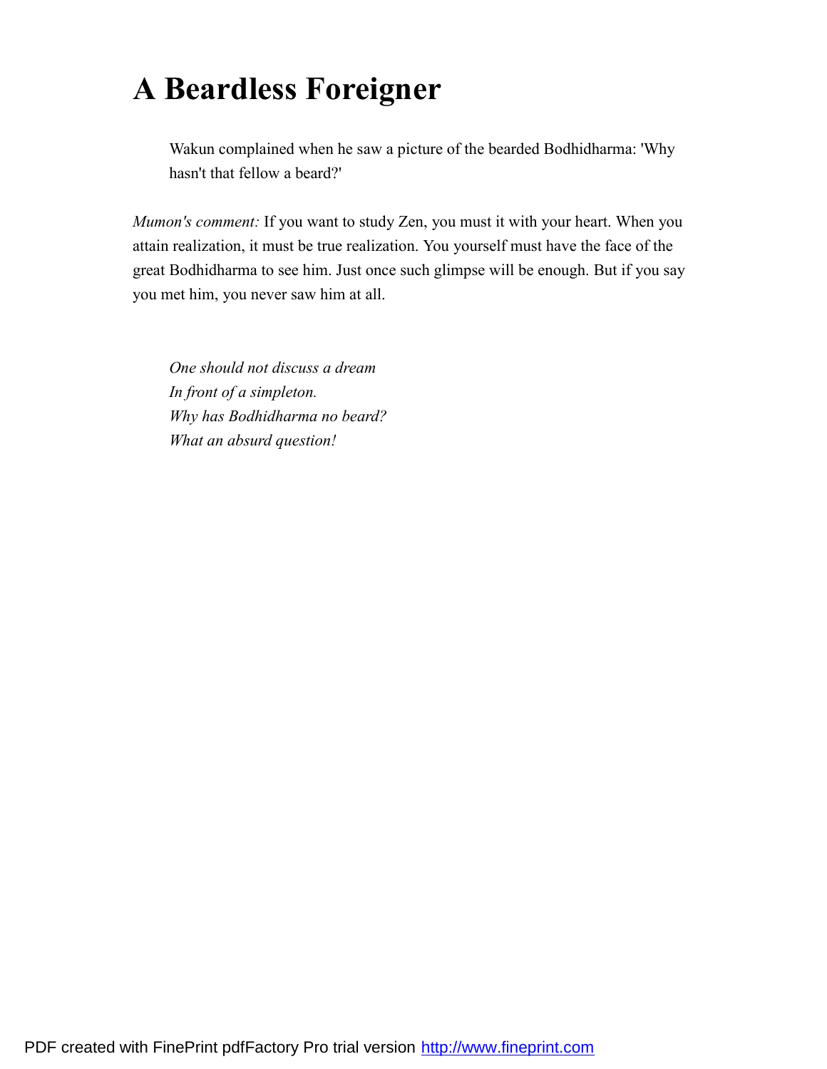# A Beardless Foreigner

> Wakun complained when he saw a picture of the bearded Bodhidharma: 'Why hasn't that fellow a beard?'

*Mumon's comment:* If you want to study Zen, you must it with your heart. When you attain realization, it must be true realization. You yourself must have the face of the great Bodhidharma to see him. Just once such glimpse will be enough. But if you say you met him, you never saw him at all.

> *One should not discuss a dream*
> *In front of a simpleton.*
> *Why has Bodhidharma no beard?*
> *What an absurd question!*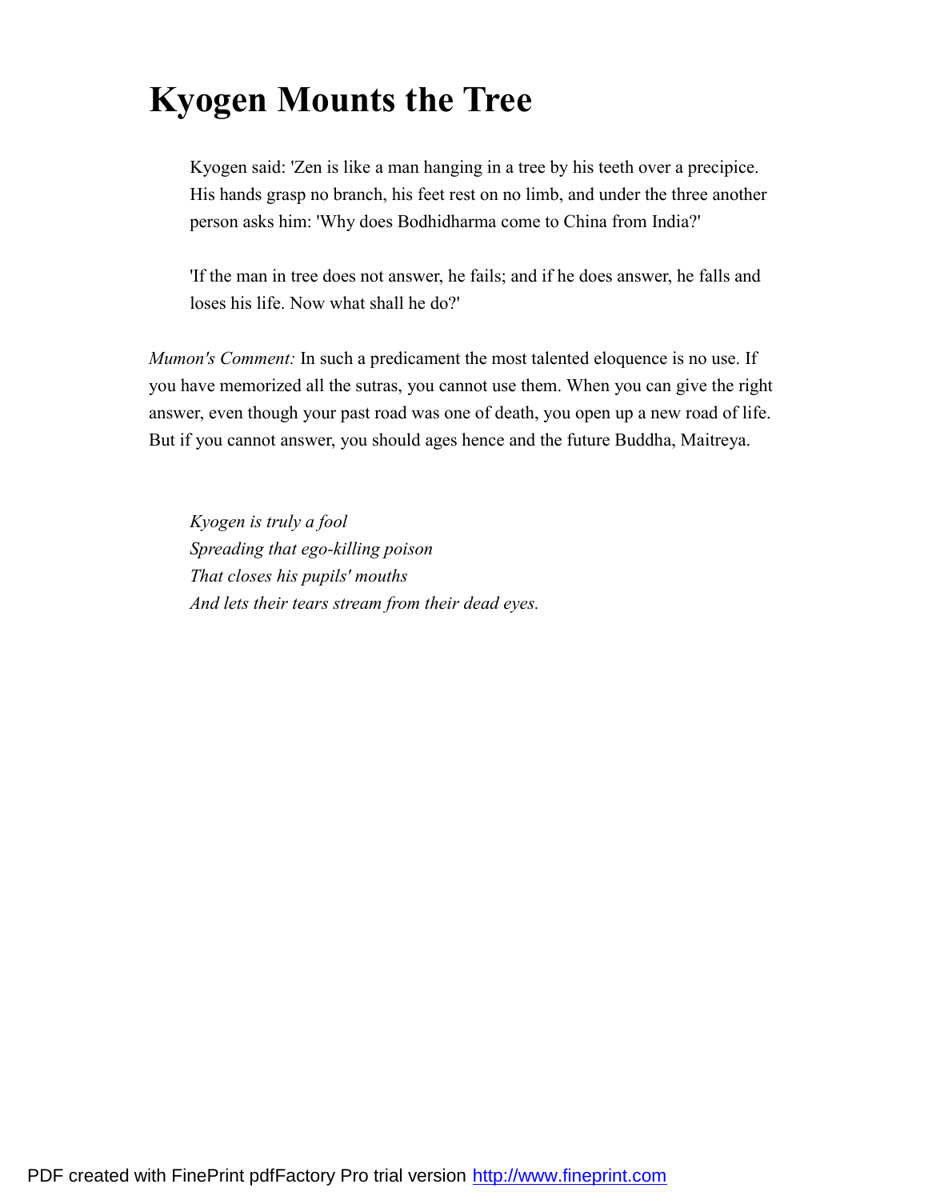# Kyogen Mounts the Tree

> Kyogen said: 'Zen is like a man hanging in a tree by his teeth over a precipice. His hands grasp no branch, his feet rest on no limb, and under the three another person asks him: 'Why does Bodhidharma come to China from India?'
>
> 'If the man in tree does not answer, he fails; and if he does answer, he falls and loses his life. Now what shall he do?'

*Mumon's Comment:* In such a predicament the most talented eloquence is no use. If you have memorized all the sutras, you cannot use them. When you can give the right answer, even though your past road was one of death, you open up a new road of life. But if you cannot answer, you should ages hence and the future Buddha, Maitreya.

> *Kyogen is truly a fool*
> *Spreading that ego-killing poison*
> *That closes his pupils' mouths*
> *And lets their tears stream from their dead eyes.*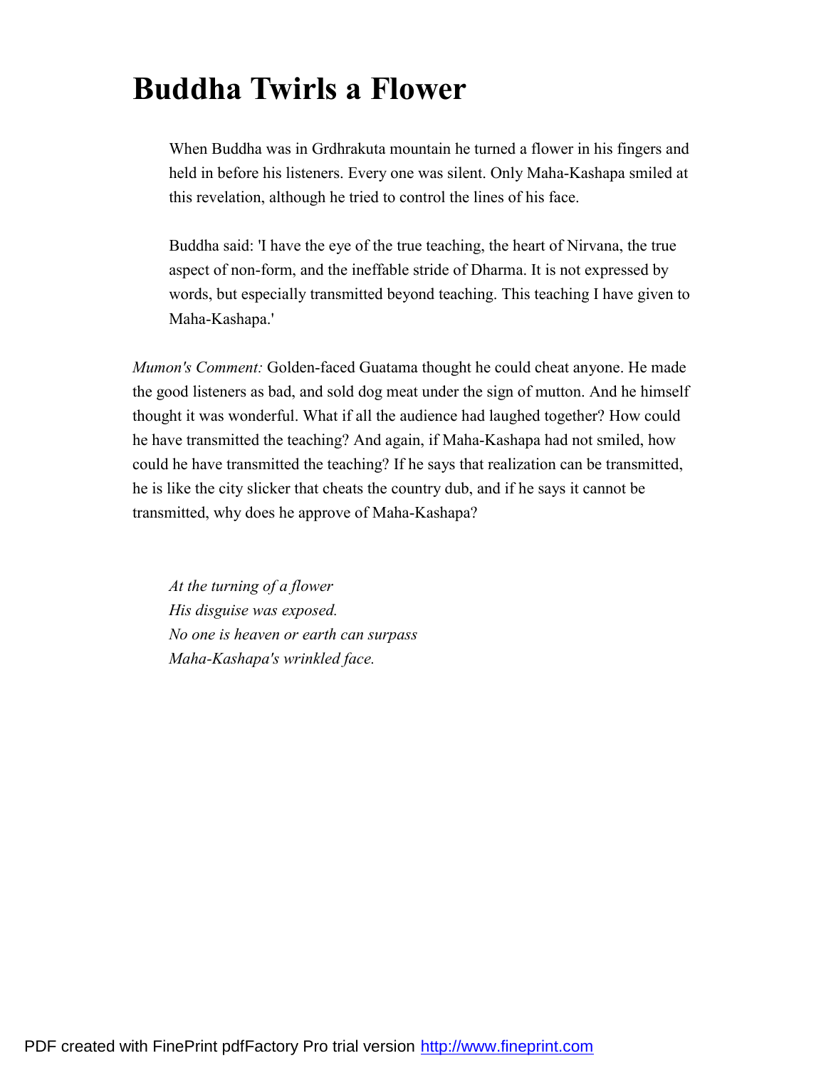# Buddha Twirls a Flower

> When Buddha was in Grdhrakuta mountain he turned a flower in his fingers and held in before his listeners. Every one was silent. Only Maha-Kashapa smiled at this revelation, although he tried to control the lines of his face.
>
> Buddha said: 'I have the eye of the true teaching, the heart of Nirvana, the true aspect of non-form, and the ineffable stride of Dharma. It is not expressed by words, but especially transmitted beyond teaching. This teaching I have given to Maha-Kashapa.'

*Mumon's Comment:* Golden-faced Guatama thought he could cheat anyone. He made the good listeners as bad, and sold dog meat under the sign of mutton. And he himself thought it was wonderful. What if all the audience had laughed together? How could he have transmitted the teaching? And again, if Maha-Kashapa had not smiled, how could he have transmitted the teaching? If he says that realization can be transmitted, he is like the city slicker that cheats the country dub, and if he says it cannot be transmitted, why does he approve of Maha-Kashapa?

> *At the turning of a flower*
> *His disguise was exposed.*
> *No one is heaven or earth can surpass*
> *Maha-Kashapa's wrinkled face.*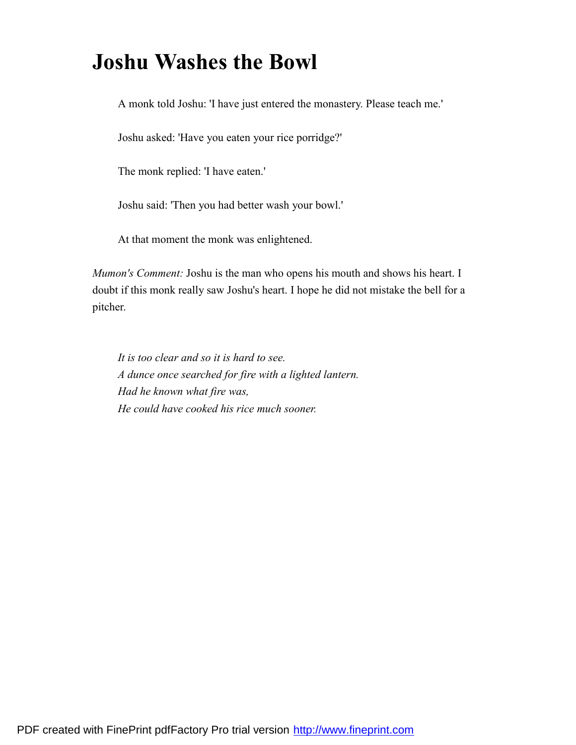# Joshu Washes the Bowl

> A monk told Joshu: 'I have just entered the monastery. Please teach me.'
>
> Joshu asked: 'Have you eaten your rice porridge?'
>
> The monk replied: 'I have eaten.'
>
> Joshu said: 'Then you had better wash your bowl.'
>
> At that moment the monk was enlightened.

*Mumon's Comment:* Joshu is the man who opens his mouth and shows his heart. I doubt if this monk really saw Joshu's heart. I hope he did not mistake the bell for a pitcher.

> *It is too clear and so it is hard to see.*
> *A dunce once searched for fire with a lighted lantern.*
> *Had he known what fire was,*
> *He could have cooked his rice much sooner.*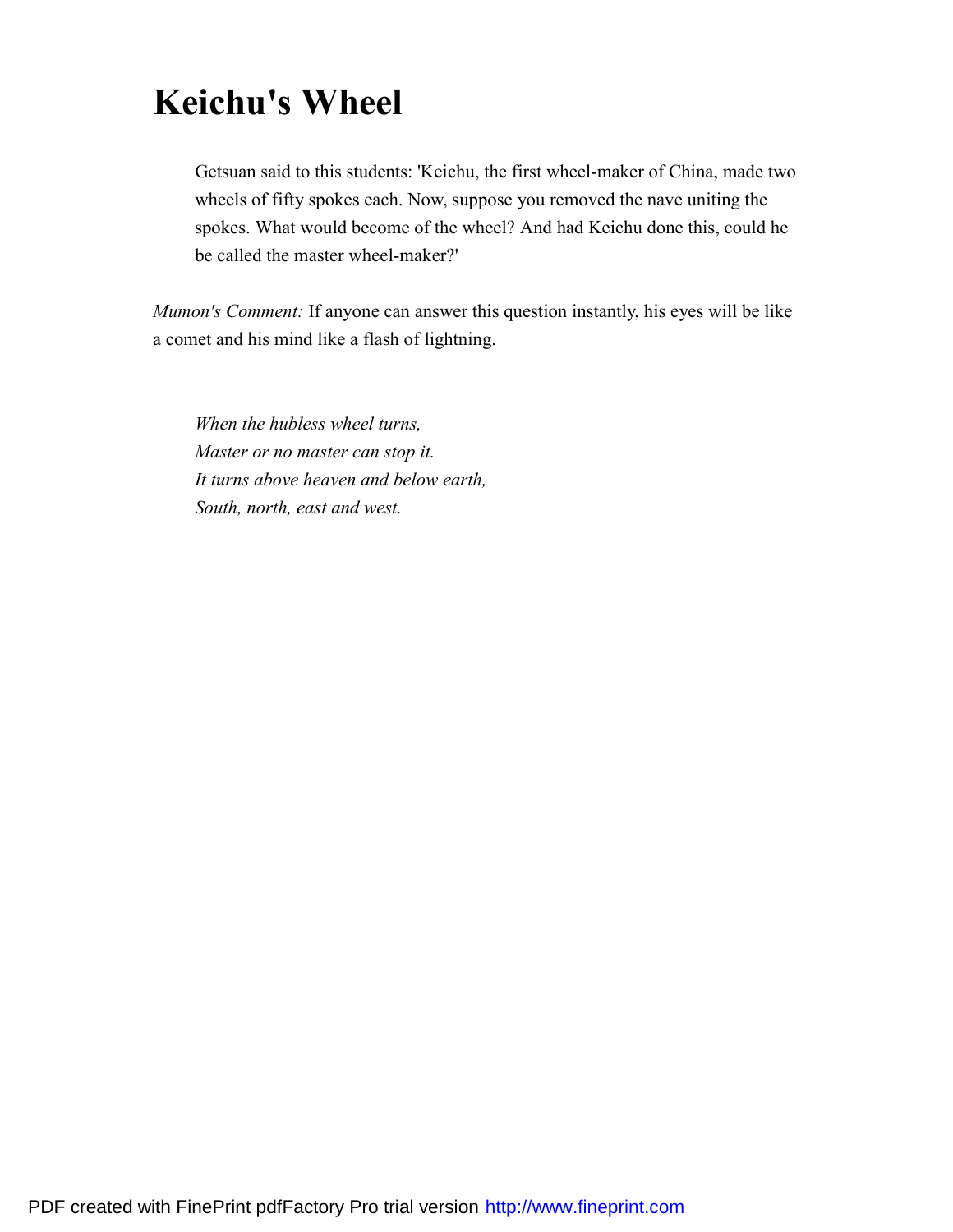# Keichu's Wheel

> Getsuan said to this students: 'Keichu, the first wheel-maker of China, made two wheels of fifty spokes each. Now, suppose you removed the nave uniting the spokes. What would become of the wheel? And had Keichu done this, could he be called the master wheel-maker?'

*Mumon's Comment:* If anyone can answer this question instantly, his eyes will be like a comet and his mind like a flash of lightning.

> *When the hubless wheel turns,*
> *Master or no master can stop it.*
> *It turns above heaven and below earth,*
> *South, north, east and west.*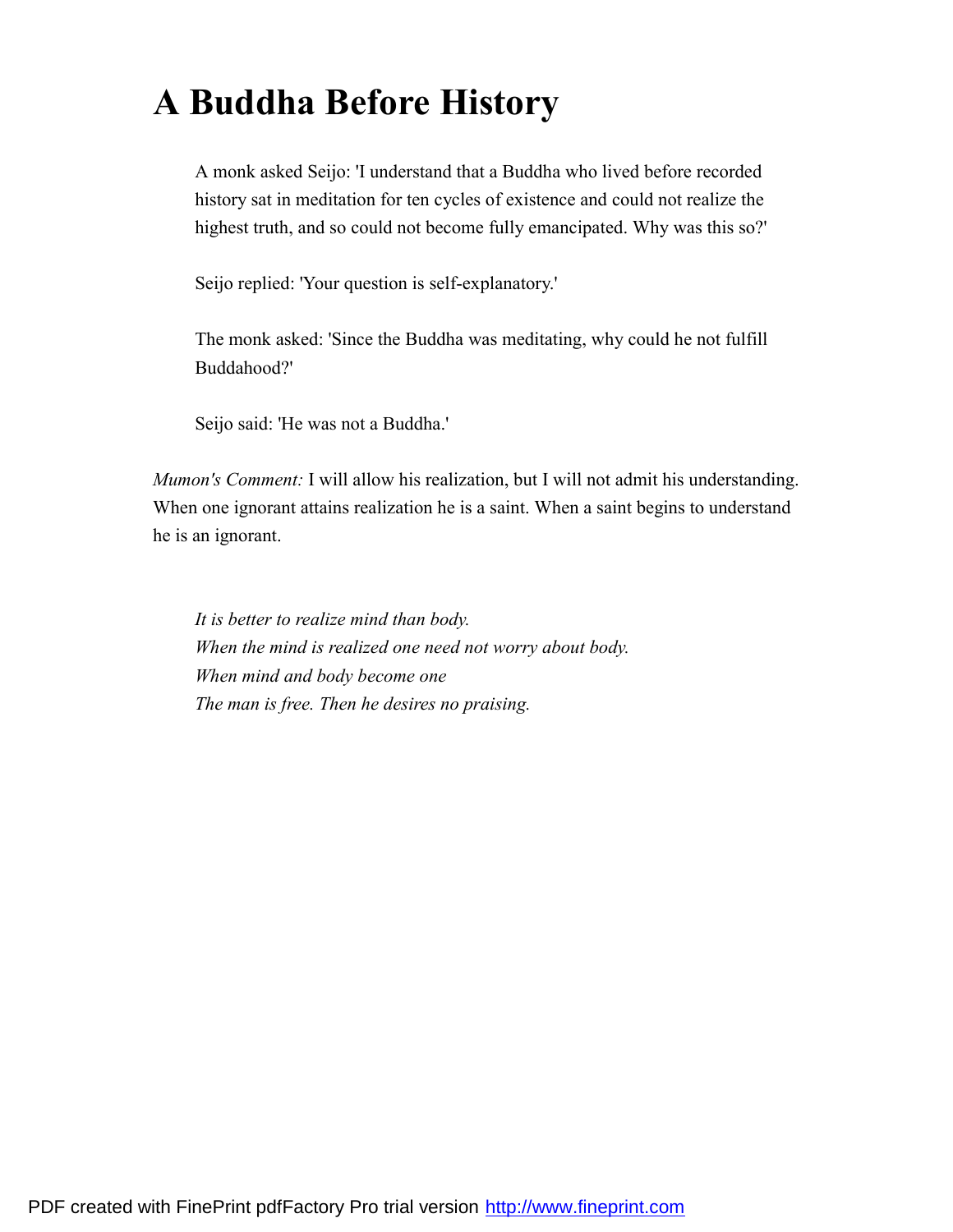# A Buddha Before History

> A monk asked Seijo: 'I understand that a Buddha who lived before recorded history sat in meditation for ten cycles of existence and could not realize the highest truth, and so could not become fully emancipated. Why was this so?'
>
> Seijo replied: 'Your question is self-explanatory.'
>
> The monk asked: 'Since the Buddha was meditating, why could he not fulfill Buddahood?'
>
> Seijo said: 'He was not a Buddha.'

*Mumon's Comment:* I will allow his realization, but I will not admit his understanding. When one ignorant attains realization he is a saint. When a saint begins to understand he is an ignorant.

> *It is better to realize mind than body.*
> *When the mind is realized one need not worry about body.*
> *When mind and body become one*
> *The man is free. Then he desires no praising.*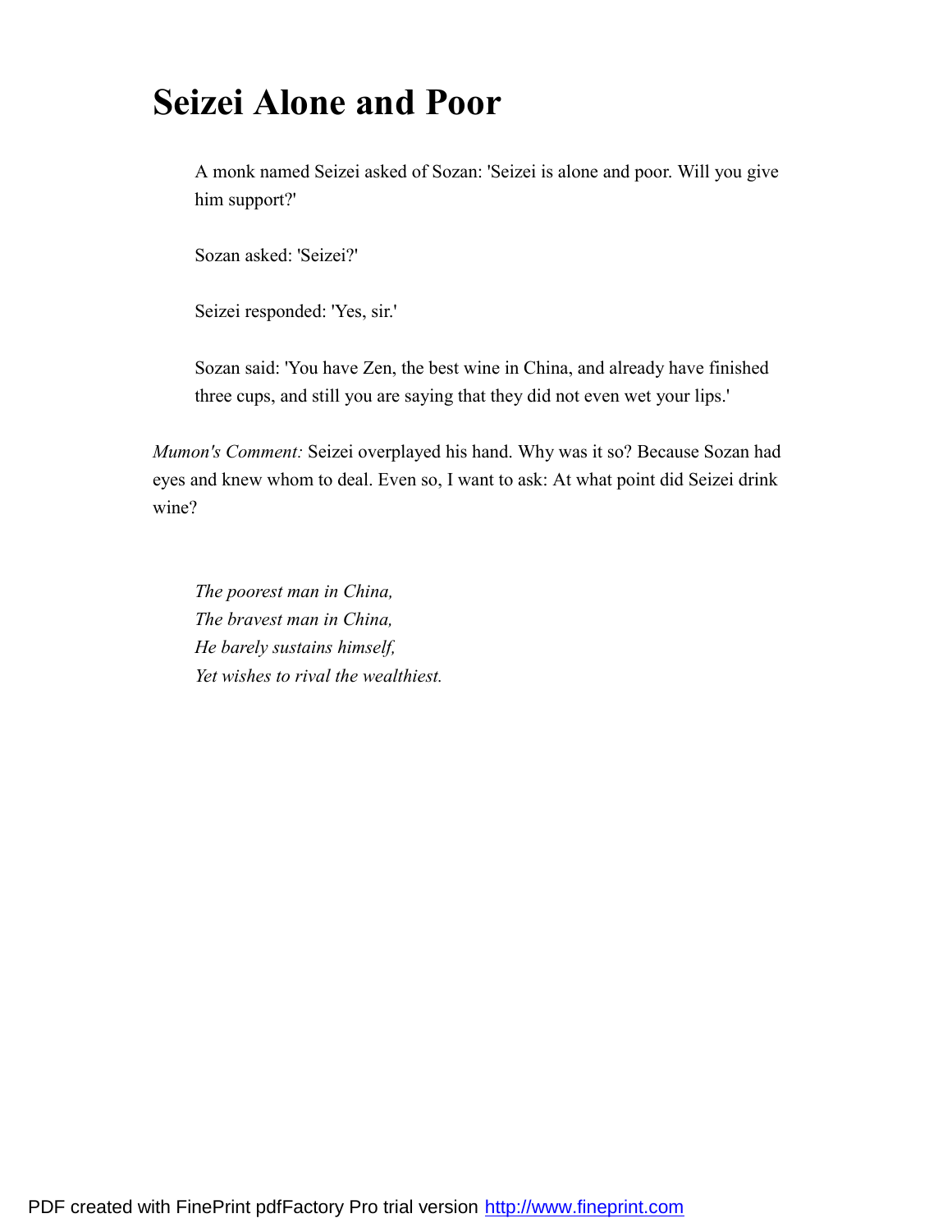# Seizei Alone and Poor

> A monk named Seizei asked of Sozan: 'Seizei is alone and poor. Will you give him support?'
>
> Sozan asked: 'Seizei?'
>
> Seizei responded: 'Yes, sir.'
>
> Sozan said: 'You have Zen, the best wine in China, and already have finished three cups, and still you are saying that they did not even wet your lips.'

*Mumon's Comment:* Seizei overplayed his hand. Why was it so? Because Sozan had eyes and knew whom to deal. Even so, I want to ask: At what point did Seizei drink wine?

> *The poorest man in China,*
> *The bravest man in China,*
> *He barely sustains himself,*
> *Yet wishes to rival the wealthiest.*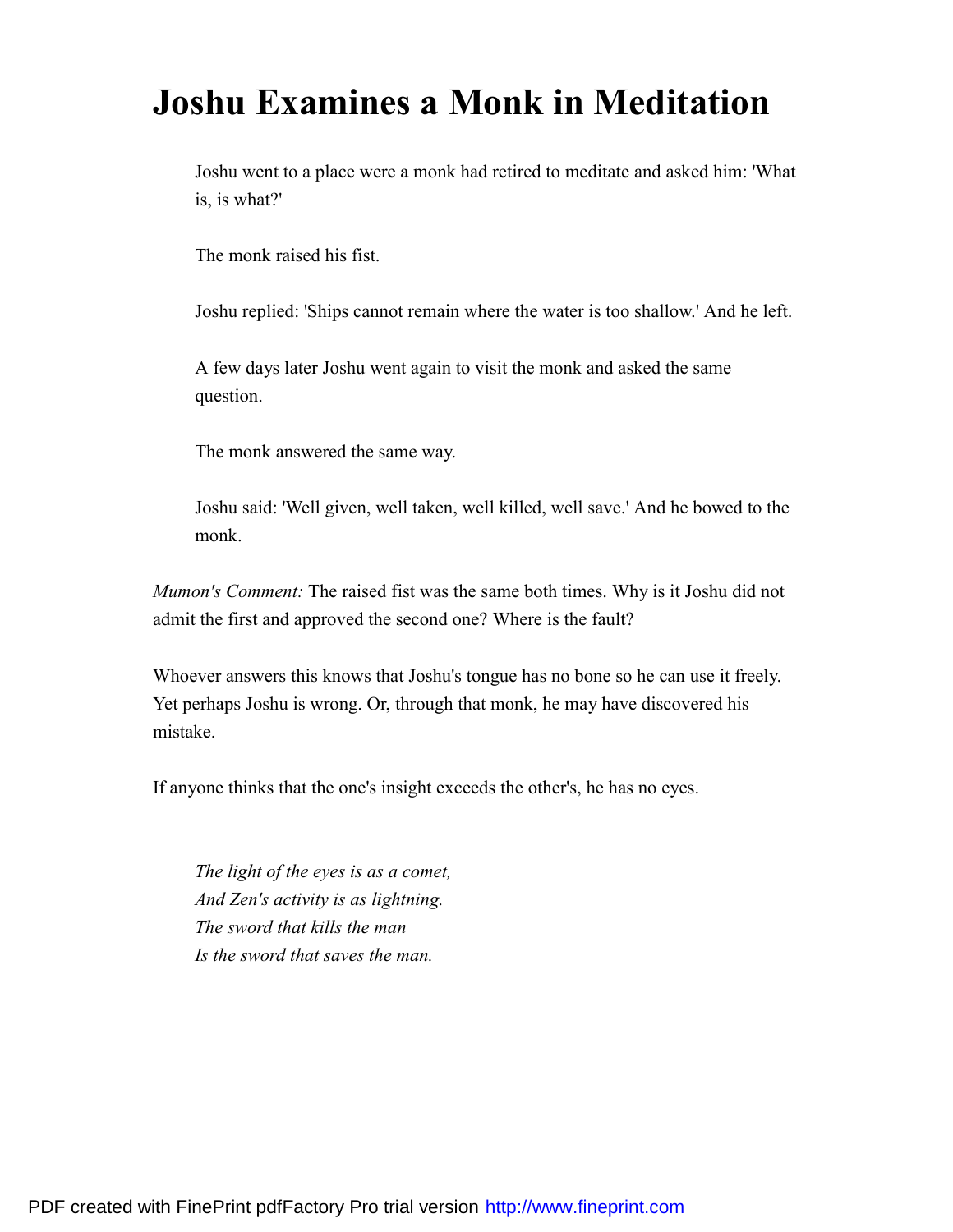# Joshu Examines a Monk in Meditation

> Joshu went to a place were a monk had retired to meditate and asked him: 'What is, is what?'
>
> The monk raised his fist.
>
> Joshu replied: 'Ships cannot remain where the water is too shallow.' And he left.
>
> A few days later Joshu went again to visit the monk and asked the same question.
>
> The monk answered the same way.
>
> Joshu said: 'Well given, well taken, well killed, well save.' And he bowed to the monk.

*Mumon's Comment:* The raised fist was the same both times. Why is it Joshu did not admit the first and approved the second one? Where is the fault?

Whoever answers this knows that Joshu's tongue has no bone so he can use it freely. Yet perhaps Joshu is wrong. Or, through that monk, he may have discovered his mistake.

If anyone thinks that the one's insight exceeds the other's, he has no eyes.

> *The light of the eyes is as a comet,*
> *And Zen's activity is as lightning.*
> *The sword that kills the man*
> *Is the sword that saves the man.*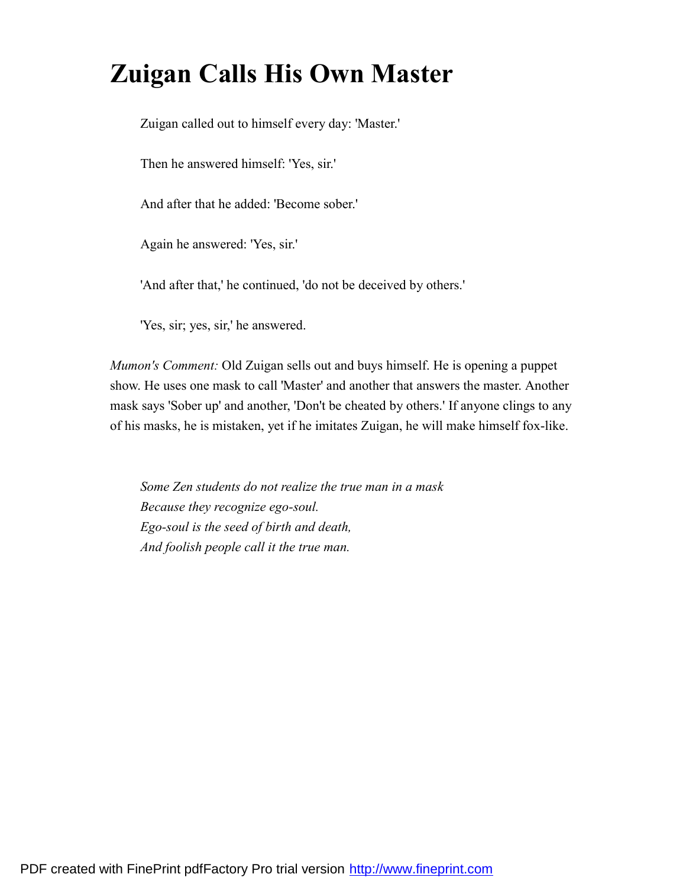# Zuigan Calls His Own Master

> Zuigan called out to himself every day: 'Master.'
>
> Then he answered himself: 'Yes, sir.'
>
> And after that he added: 'Become sober.'
>
> Again he answered: 'Yes, sir.'
>
> 'And after that,' he continued, 'do not be deceived by others.'
>
> 'Yes, sir; yes, sir,' he answered.

*Mumon's Comment:* Old Zuigan sells out and buys himself. He is opening a puppet show. He uses one mask to call 'Master' and another that answers the master. Another mask says 'Sober up' and another, 'Don't be cheated by others.' If anyone clings to any of his masks, he is mistaken, yet if he imitates Zuigan, he will make himself fox-like.

> *Some Zen students do not realize the true man in a mask*
> *Because they recognize ego-soul.*
> *Ego-soul is the seed of birth and death,*
> *And foolish people call it the true man.*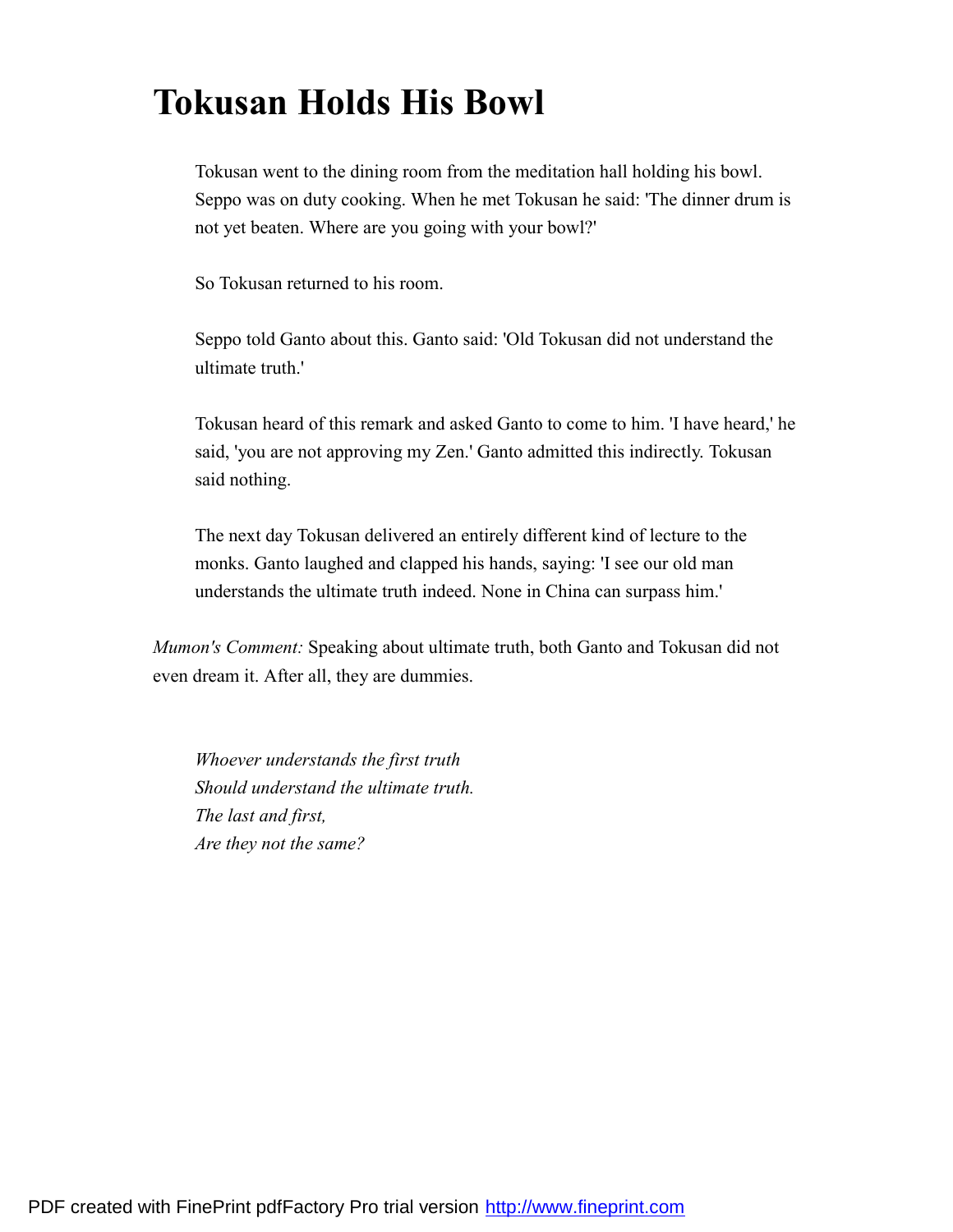# Tokusan Holds His Bowl

> Tokusan went to the dining room from the meditation hall holding his bowl. Seppo was on duty cooking. When he met Tokusan he said: 'The dinner drum is not yet beaten. Where are you going with your bowl?'
>
> So Tokusan returned to his room.
>
> Seppo told Ganto about this. Ganto said: 'Old Tokusan did not understand the ultimate truth.'
>
> Tokusan heard of this remark and asked Ganto to come to him. 'I have heard,' he said, 'you are not approving my Zen.' Ganto admitted this indirectly. Tokusan said nothing.
>
> The next day Tokusan delivered an entirely different kind of lecture to the monks. Ganto laughed and clapped his hands, saying: 'I see our old man understands the ultimate truth indeed. None in China can surpass him.'

*Mumon's Comment:* Speaking about ultimate truth, both Ganto and Tokusan did not even dream it. After all, they are dummies.

> *Whoever understands the first truth*
> *Should understand the ultimate truth.*
> *The last and first,*
> *Are they not the same?*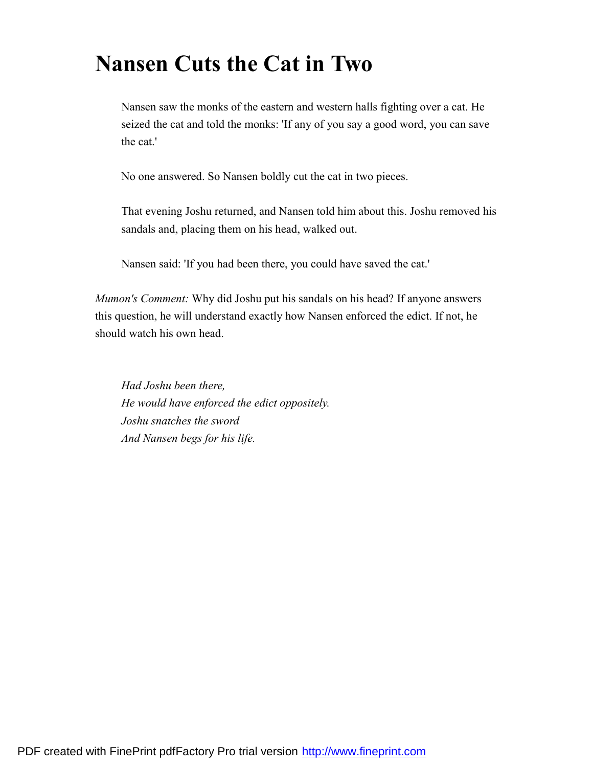# Nansen Cuts the Cat in Two

> Nansen saw the monks of the eastern and western halls fighting over a cat. He seized the cat and told the monks: 'If any of you say a good word, you can save the cat.'
>
> No one answered. So Nansen boldly cut the cat in two pieces.
>
> That evening Joshu returned, and Nansen told him about this. Joshu removed his sandals and, placing them on his head, walked out.
>
> Nansen said: 'If you had been there, you could have saved the cat.'

*Mumon's Comment:* Why did Joshu put his sandals on his head? If anyone answers this question, he will understand exactly how Nansen enforced the edict. If not, he should watch his own head.

> *Had Joshu been there,*
> *He would have enforced the edict oppositely.*
> *Joshu snatches the sword*
> *And Nansen begs for his life.*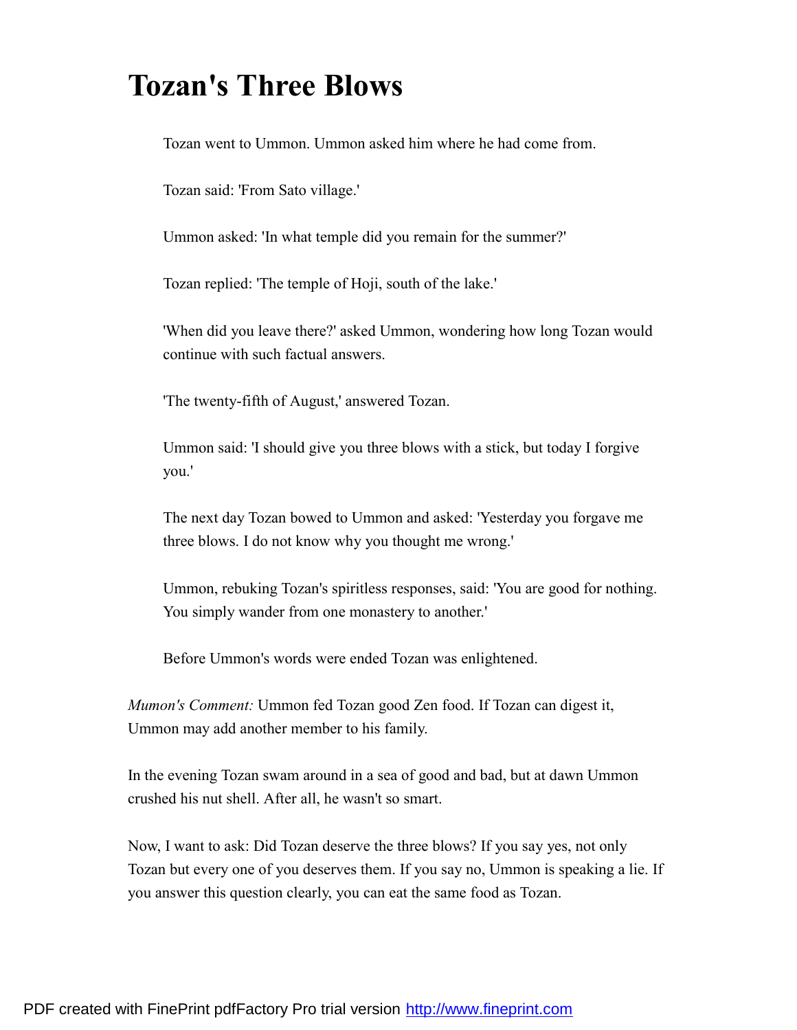# Tozan's Three Blows

> Tozan went to Ummon. Ummon asked him where he had come from.
>
> Tozan said: 'From Sato village.'
>
> Ummon asked: 'In what temple did you remain for the summer?'
>
> Tozan replied: 'The temple of Hoji, south of the lake.'
>
> 'When did you leave there?' asked Ummon, wondering how long Tozan would continue with such factual answers.
>
> 'The twenty-fifth of August,' answered Tozan.
>
> Ummon said: 'I should give you three blows with a stick, but today I forgive you.'
>
> The next day Tozan bowed to Ummon and asked: 'Yesterday you forgave me three blows. I do not know why you thought me wrong.'
>
> Ummon, rebuking Tozan's spiritless responses, said: 'You are good for nothing. You simply wander from one monastery to another.'
>
> Before Ummon's words were ended Tozan was enlightened.

*Mumon's Comment:* Ummon fed Tozan good Zen food. If Tozan can digest it, Ummon may add another member to his family.

In the evening Tozan swam around in a sea of good and bad, but at dawn Ummon crushed his nut shell. After all, he wasn't so smart.

Now, I want to ask: Did Tozan deserve the three blows? If you say yes, not only Tozan but every one of you deserves them. If you say no, Ummon is speaking a lie. If you answer this question clearly, you can eat the same food as Tozan.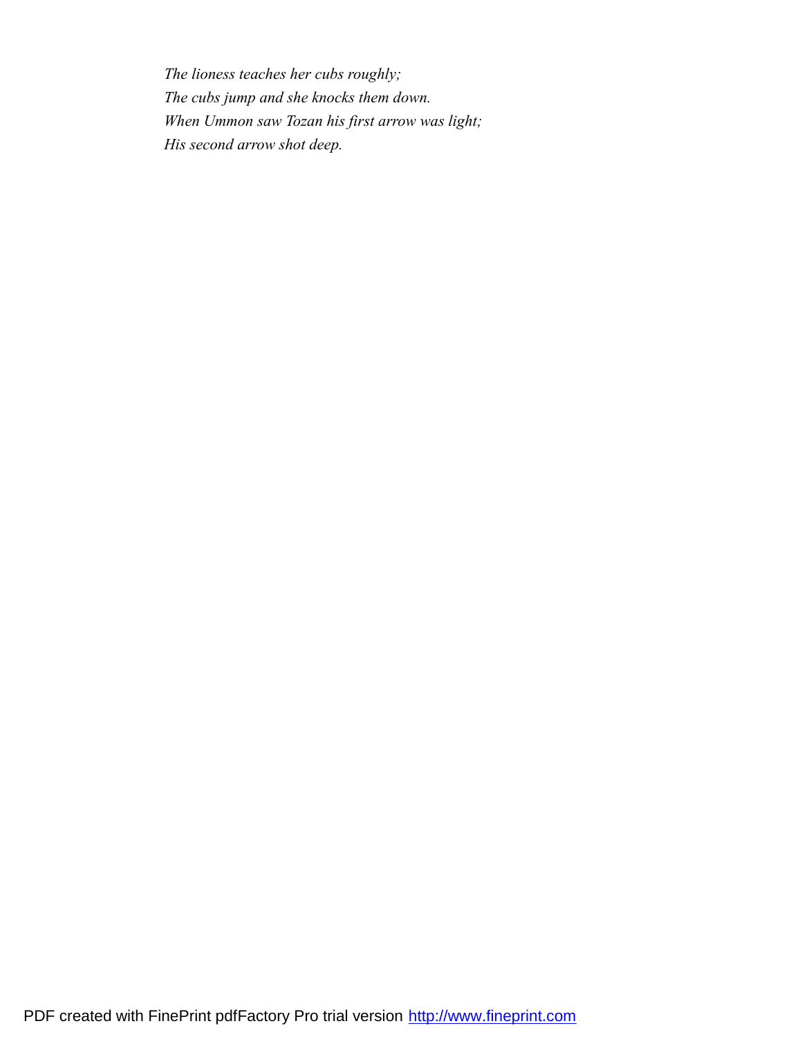*The lioness teaches her cubs roughly;*
*The cubs jump and she knocks them down.*
*When Ummon saw Tozan his first arrow was light;*
*His second arrow shot deep.*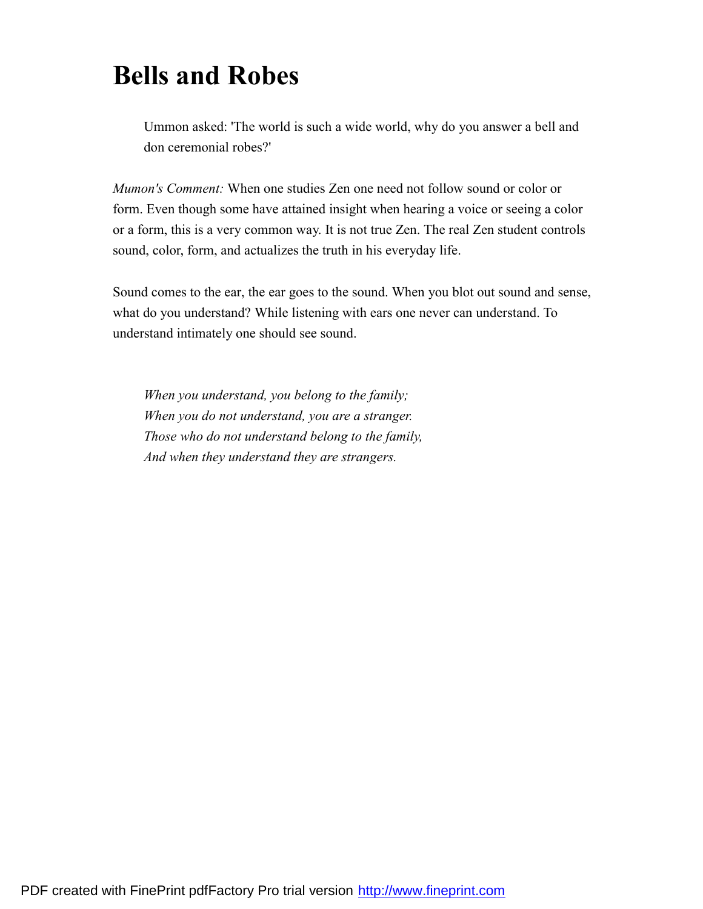# Bells and Robes

> Ummon asked: 'The world is such a wide world, why do you answer a bell and don ceremonial robes?'

*Mumon's Comment:* When one studies Zen one need not follow sound or color or form. Even though some have attained insight when hearing a voice or seeing a color or a form, this is a very common way. It is not true Zen. The real Zen student controls sound, color, form, and actualizes the truth in his everyday life.

Sound comes to the ear, the ear goes to the sound. When you blot out sound and sense, what do you understand? While listening with ears one never can understand. To understand intimately one should see sound.

> *When you understand, you belong to the family;*
> *When you do not understand, you are a stranger.*
> *Those who do not understand belong to the family,*
> *And when they understand they are strangers.*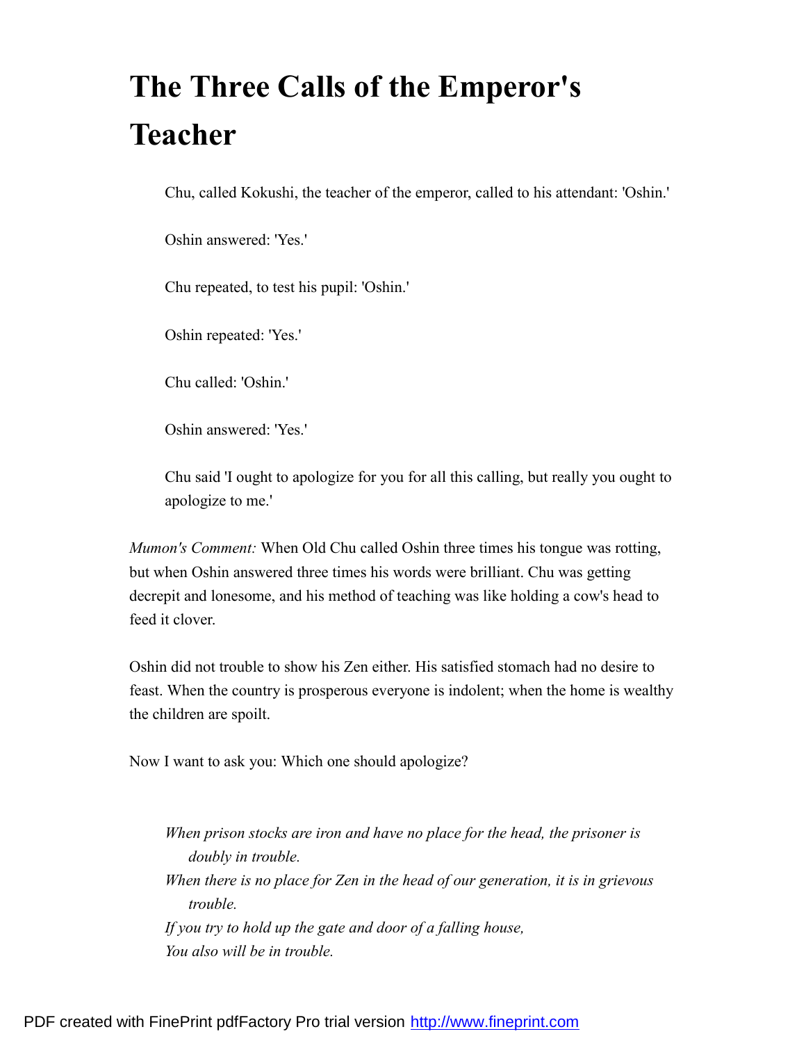# The Three Calls of the Emperor's Teacher

> Chu, called Kokushi, the teacher of the emperor, called to his attendant: 'Oshin.'
>
> Oshin answered: 'Yes.'
>
> Chu repeated, to test his pupil: 'Oshin.'
>
> Oshin repeated: 'Yes.'
>
> Chu called: 'Oshin.'
>
> Oshin answered: 'Yes.'
>
> Chu said 'I ought to apologize for you for all this calling, but really you ought to apologize to me.'

*Mumon's Comment:* When Old Chu called Oshin three times his tongue was rotting, but when Oshin answered three times his words were brilliant. Chu was getting decrepit and lonesome, and his method of teaching was like holding a cow's head to feed it clover.

Oshin did not trouble to show his Zen either. His satisfied stomach had no desire to feast. When the country is prosperous everyone is indolent; when the home is wealthy the children are spoilt.

Now I want to ask you: Which one should apologize?

> *When prison stocks are iron and have no place for the head, the prisoner is doubly in trouble.*
> *When there is no place for Zen in the head of our generation, it is in grievous trouble.*
> *If you try to hold up the gate and door of a falling house,*
> *You also will be in trouble.*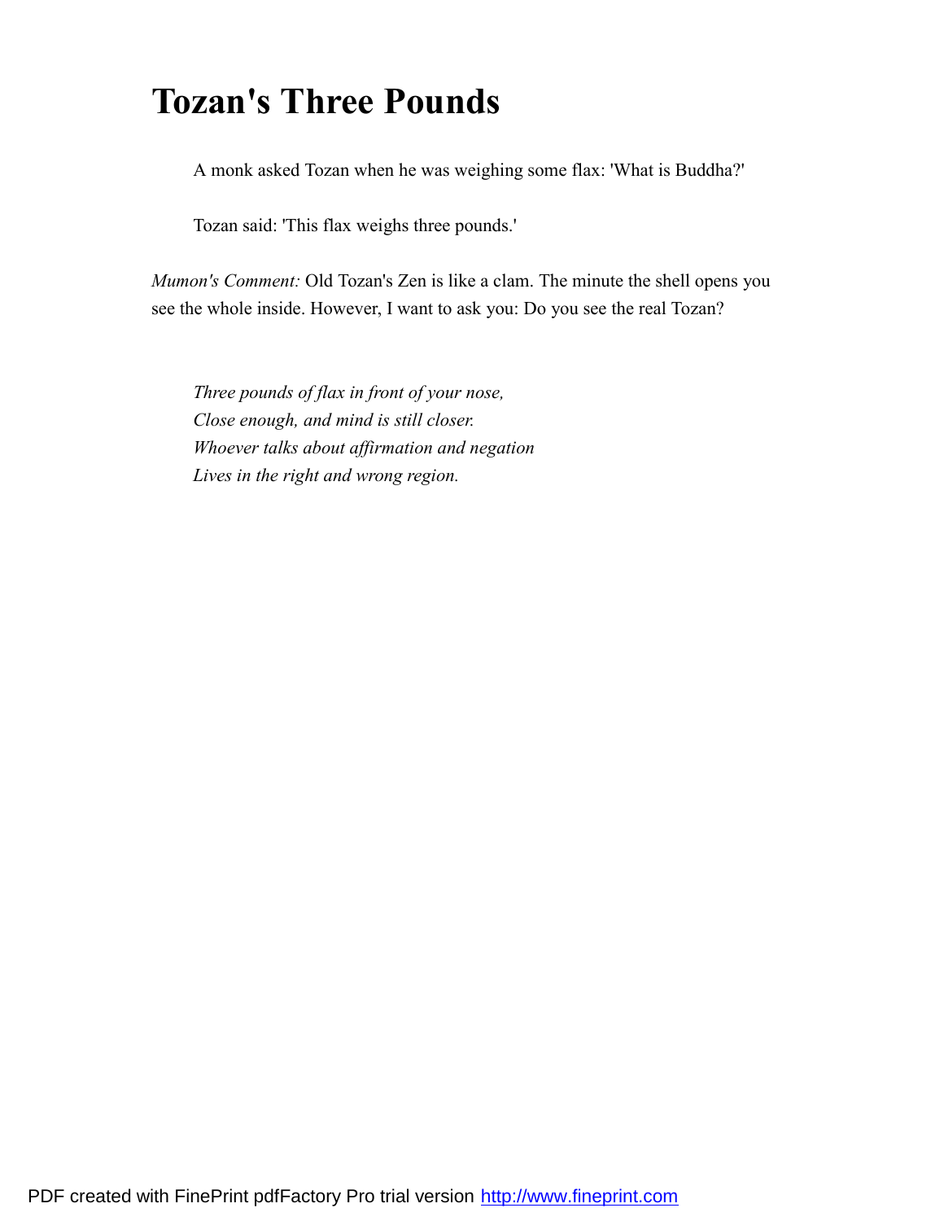# Tozan's Three Pounds

> A monk asked Tozan when he was weighing some flax: 'What is Buddha?'
>
> Tozan said: 'This flax weighs three pounds.'

*Mumon's Comment:* Old Tozan's Zen is like a clam. The minute the shell opens you see the whole inside. However, I want to ask you: Do you see the real Tozan?

> *Three pounds of flax in front of your nose,*
> *Close enough, and mind is still closer.*
> *Whoever talks about affirmation and negation*
> *Lives in the right and wrong region.*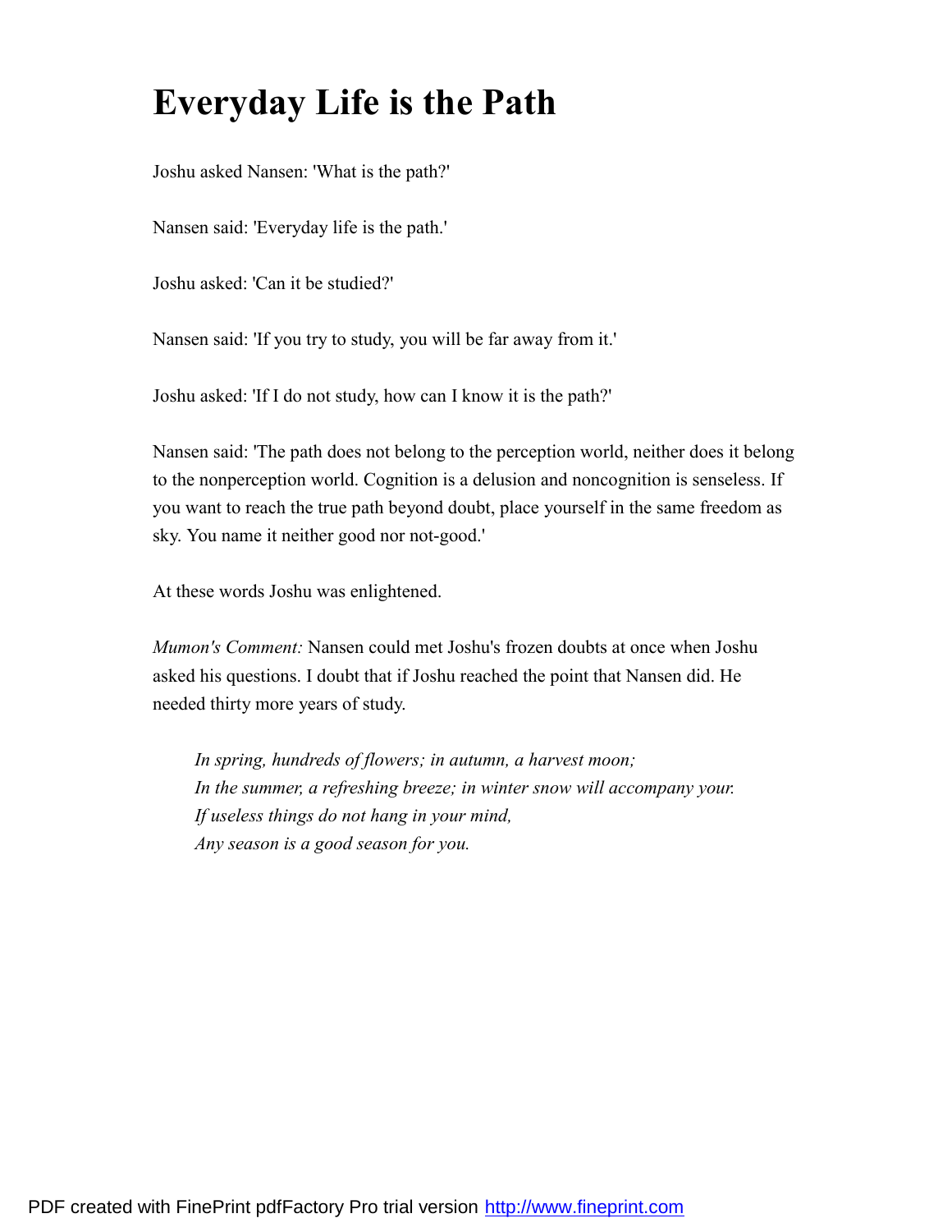# Everyday Life is the Path

Joshu asked Nansen: 'What is the path?'

Nansen said: 'Everyday life is the path.'

Joshu asked: 'Can it be studied?'

Nansen said: 'If you try to study, you will be far away from it.'

Joshu asked: 'If I do not study, how can I know it is the path?'

Nansen said: 'The path does not belong to the perception world, neither does it belong to the nonperception world. Cognition is a delusion and noncognition is senseless. If you want to reach the true path beyond doubt, place yourself in the same freedom as sky. You name it neither good nor not-good.'

At these words Joshu was enlightened.

*Mumon's Comment:* Nansen could met Joshu's frozen doubts at once when Joshu asked his questions. I doubt that if Joshu reached the point that Nansen did. He needed thirty more years of study.

> *In spring, hundreds of flowers; in autumn, a harvest moon;*
> *In the summer, a refreshing breeze; in winter snow will accompany your.*
> *If useless things do not hang in your mind,*
> *Any season is a good season for you.*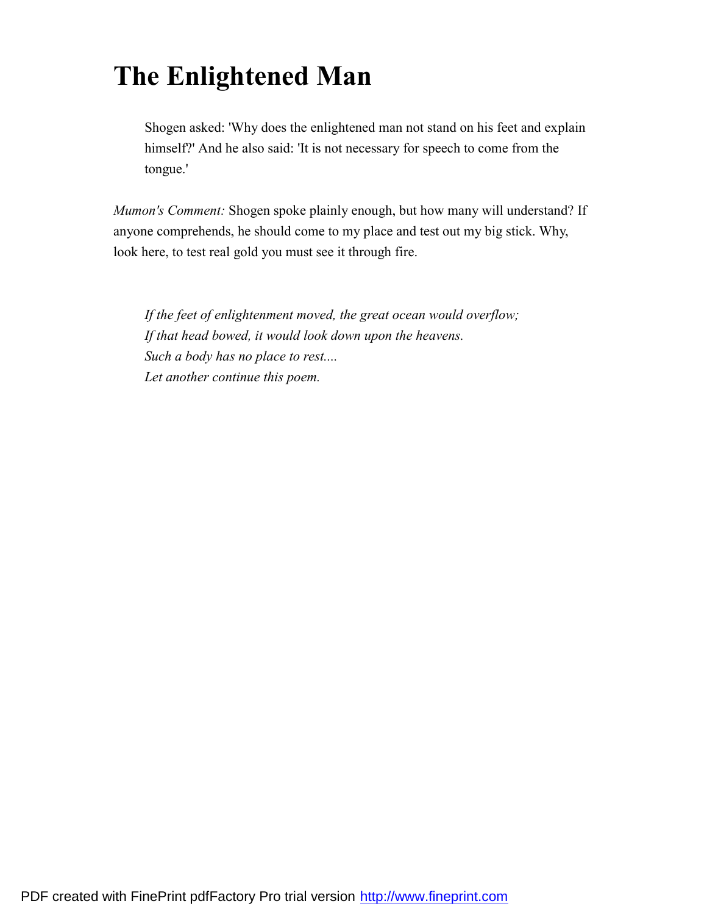# The Enlightened Man

> Shogen asked: 'Why does the enlightened man not stand on his feet and explain himself?' And he also said: 'It is not necessary for speech to come from the tongue.'

*Mumon's Comment:* Shogen spoke plainly enough, but how many will understand? If anyone comprehends, he should come to my place and test out my big stick. Why, look here, to test real gold you must see it through fire.

> *If the feet of enlightenment moved, the great ocean would overflow;*
> *If that head bowed, it would look down upon the heavens.*
> *Such a body has no place to rest....*
> *Let another continue this poem.*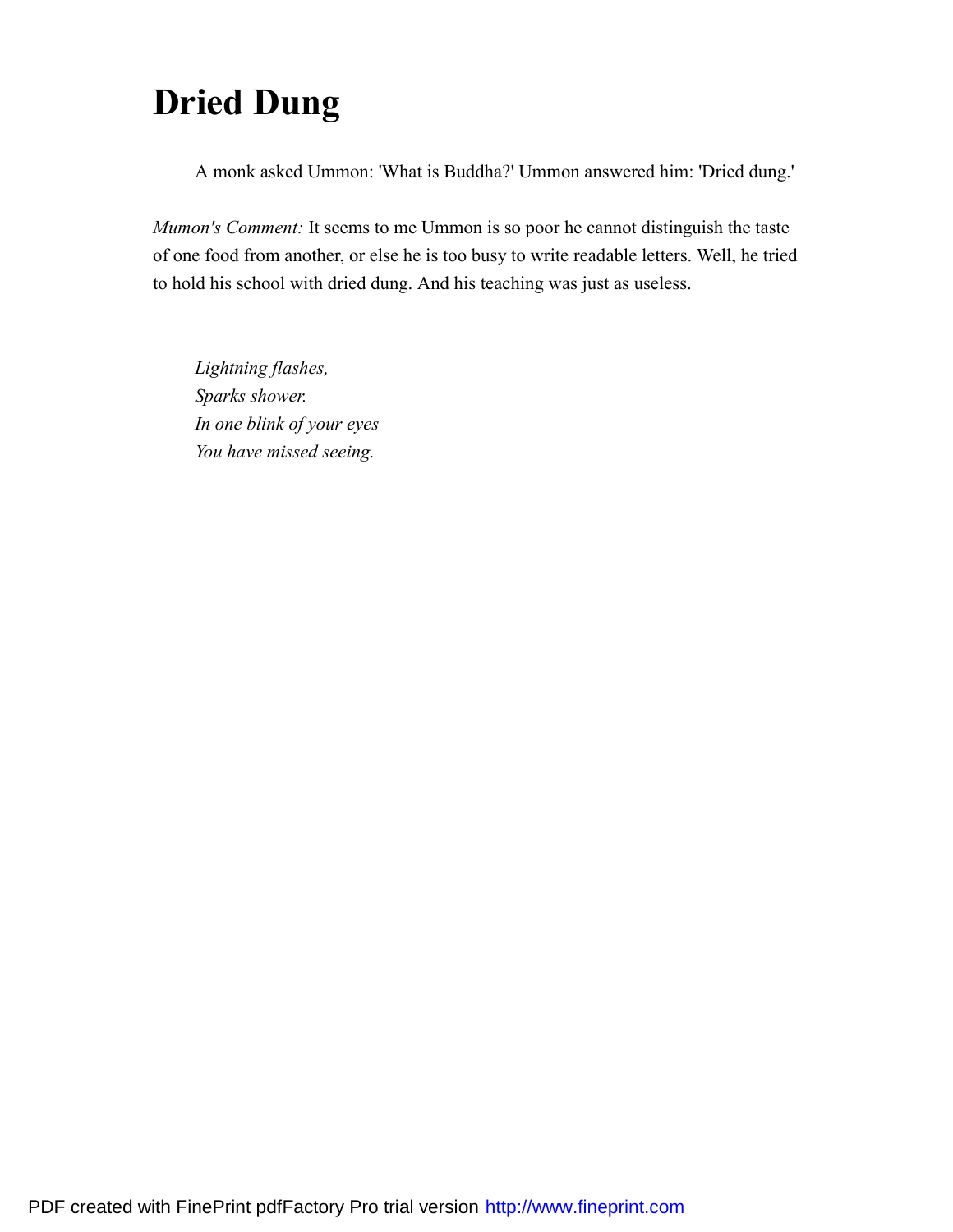# Dried Dung

A monk asked Ummon: 'What is Buddha?' Ummon answered him: 'Dried dung.'

*Mumon's Comment:* It seems to me Ummon is so poor he cannot distinguish the taste of one food from another, or else he is too busy to write readable letters. Well, he tried to hold his school with dried dung. And his teaching was just as useless.

*Lightning flashes,*  
*Sparks shower.*  
*In one blink of your eyes*  
*You have missed seeing.*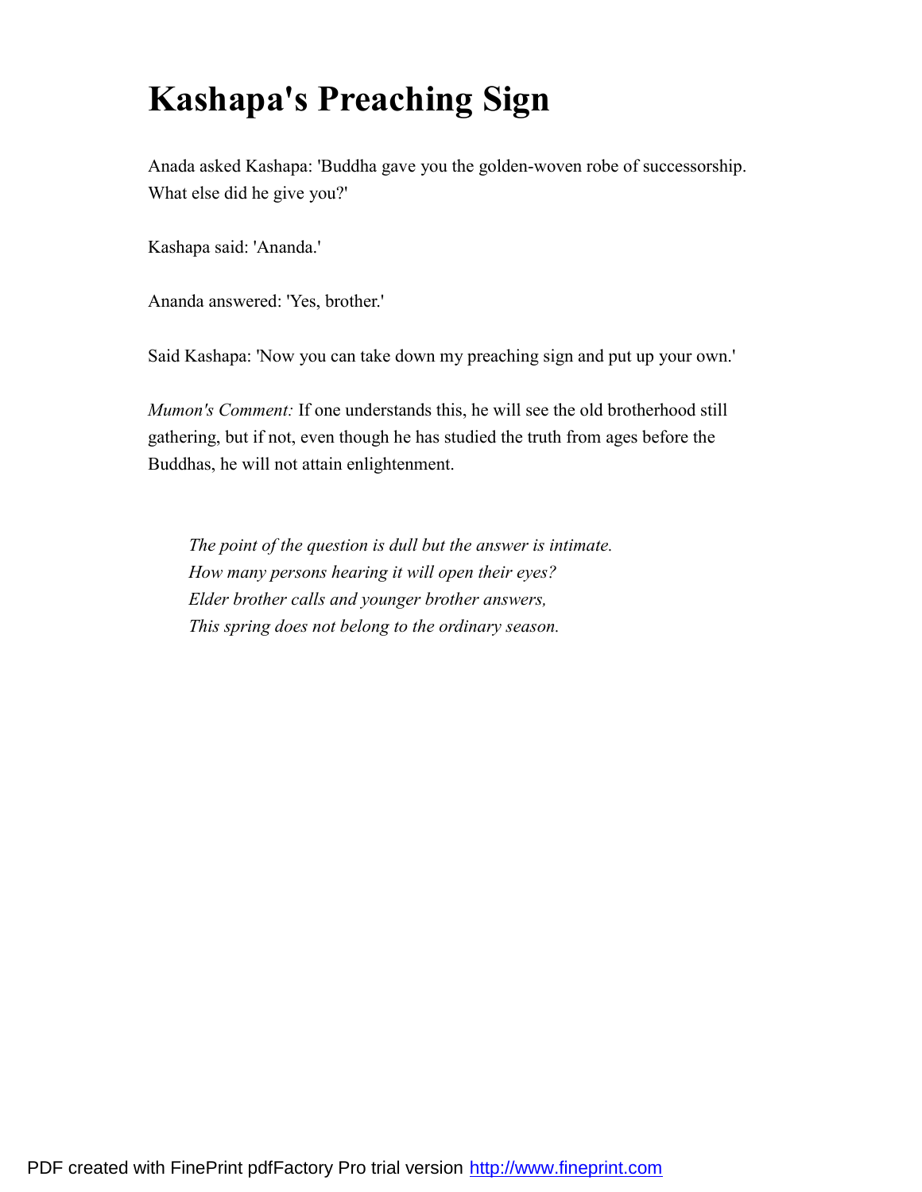# Kashapa's Preaching Sign

Anada asked Kashapa: 'Buddha gave you the golden-woven robe of successorship. What else did he give you?'

Kashapa said: 'Ananda.'

Ananda answered: 'Yes, brother.'

Said Kashapa: 'Now you can take down my preaching sign and put up your own.'

*Mumon's Comment:* If one understands this, he will see the old brotherhood still gathering, but if not, even though he has studied the truth from ages before the Buddhas, he will not attain enlightenment.

> *The point of the question is dull but the answer is intimate.*
> *How many persons hearing it will open their eyes?*
> *Elder brother calls and younger brother answers,*
> *This spring does not belong to the ordinary season.*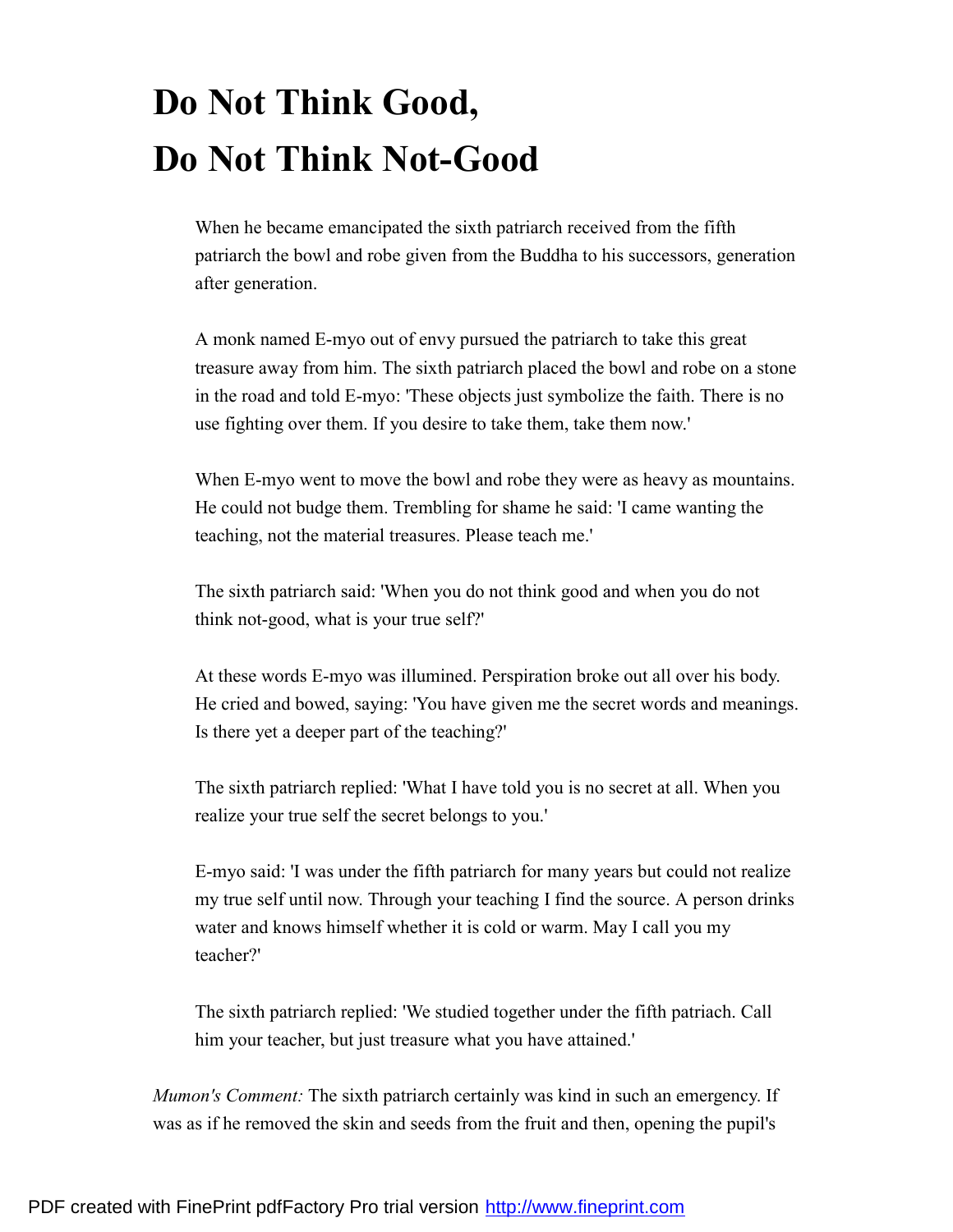# Do Not Think Good, Do Not Think Not-Good

When he became emancipated the sixth patriarch received from the fifth patriarch the bowl and robe given from the Buddha to his successors, generation after generation.

A monk named E-myo out of envy pursued the patriarch to take this great treasure away from him. The sixth patriarch placed the bowl and robe on a stone in the road and told E-myo: 'These objects just symbolize the faith. There is no use fighting over them. If you desire to take them, take them now.'

When E-myo went to move the bowl and robe they were as heavy as mountains. He could not budge them. Trembling for shame he said: 'I came wanting the teaching, not the material treasures. Please teach me.'

The sixth patriarch said: 'When you do not think good and when you do not think not-good, what is your true self?'

At these words E-myo was illumined. Perspiration broke out all over his body. He cried and bowed, saying: 'You have given me the secret words and meanings. Is there yet a deeper part of the teaching?'

The sixth patriarch replied: 'What I have told you is no secret at all. When you realize your true self the secret belongs to you.'

E-myo said: 'I was under the fifth patriarch for many years but could not realize my true self until now. Through your teaching I find the source. A person drinks water and knows himself whether it is cold or warm. May I call you my teacher?'

The sixth patriarch replied: 'We studied together under the fifth patriach. Call him your teacher, but just treasure what you have attained.'

*Mumon's Comment:* The sixth patriarch certainly was kind in such an emergency. If was as if he removed the skin and seeds from the fruit and then, opening the pupil's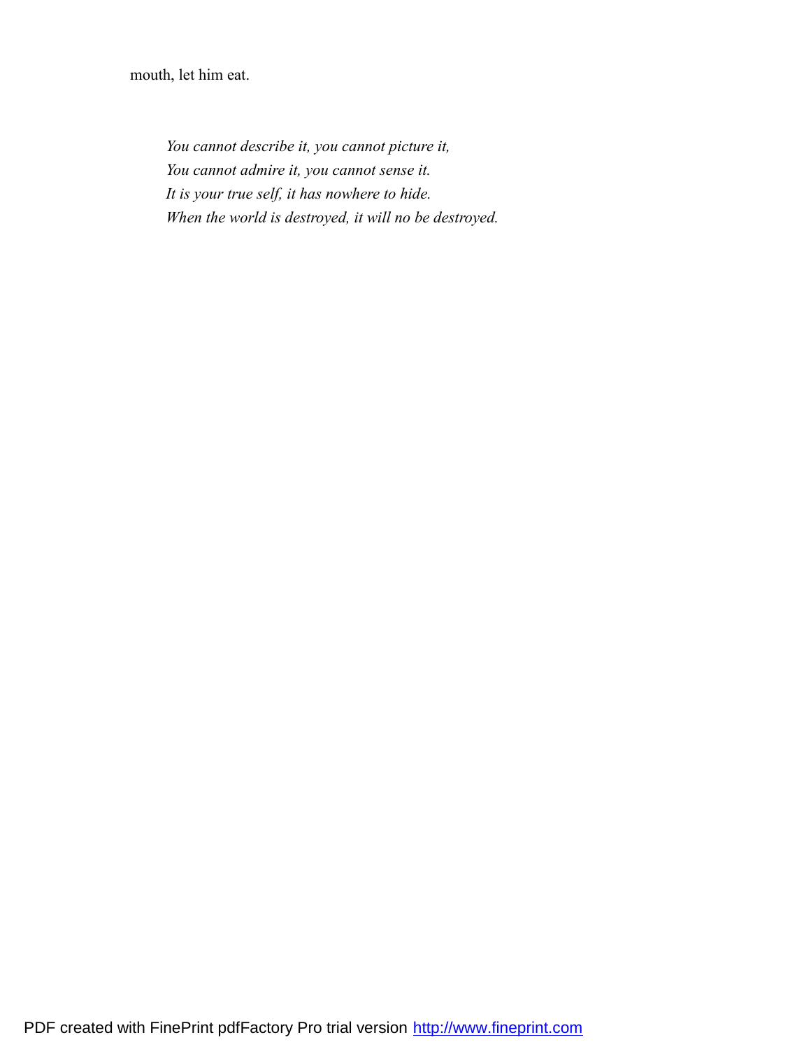mouth, let him eat.

> *You cannot describe it, you cannot picture it,*
> *You cannot admire it, you cannot sense it.*
> *It is your true self, it has nowhere to hide.*
> *When the world is destroyed, it will no be destroyed.*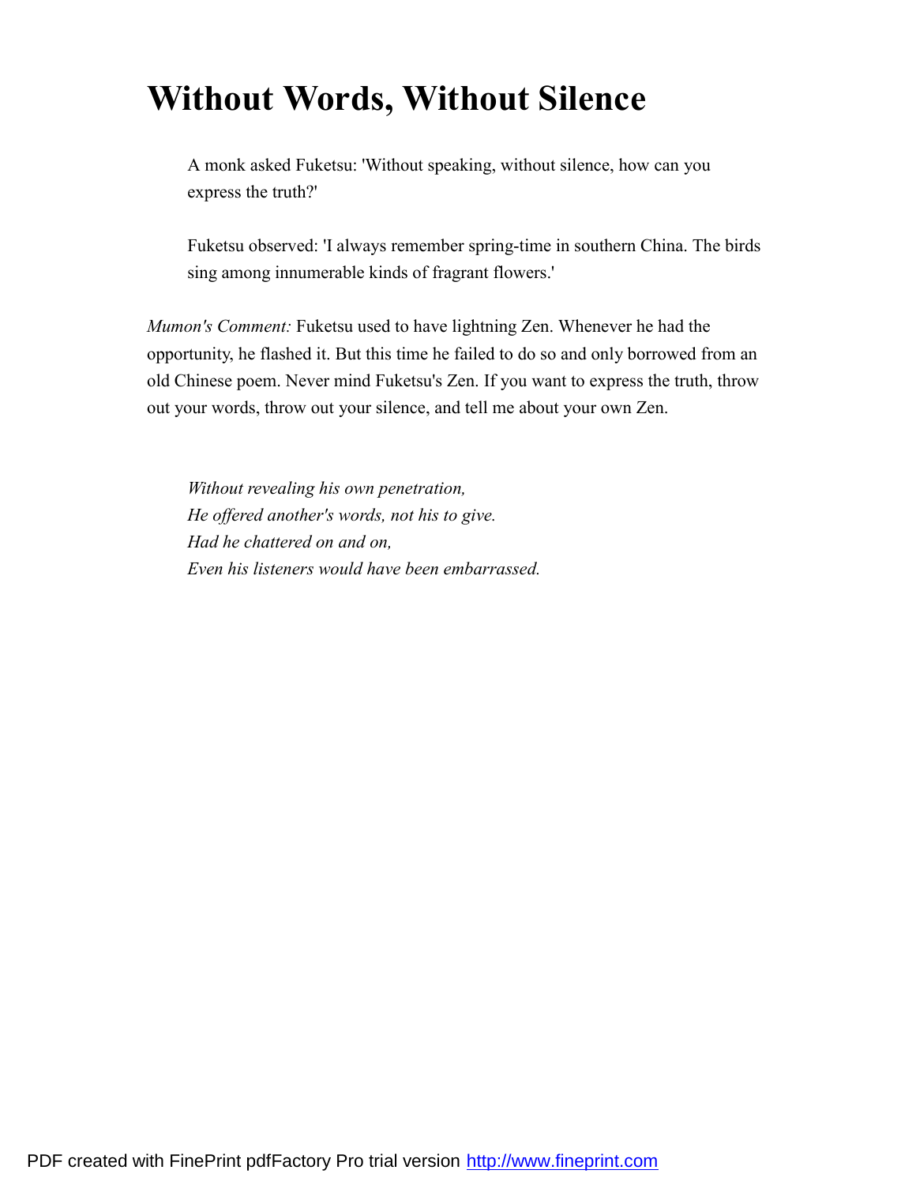# Without Words, Without Silence

> A monk asked Fuketsu: 'Without speaking, without silence, how can you express the truth?'
>
> Fuketsu observed: 'I always remember spring-time in southern China. The birds sing among innumerable kinds of fragrant flowers.'

*Mumon's Comment:* Fuketsu used to have lightning Zen. Whenever he had the opportunity, he flashed it. But this time he failed to do so and only borrowed from an old Chinese poem. Never mind Fuketsu's Zen. If you want to express the truth, throw out your words, throw out your silence, and tell me about your own Zen.

> *Without revealing his own penetration,*
> *He offered another's words, not his to give.*
> *Had he chattered on and on,*
> *Even his listeners would have been embarrassed.*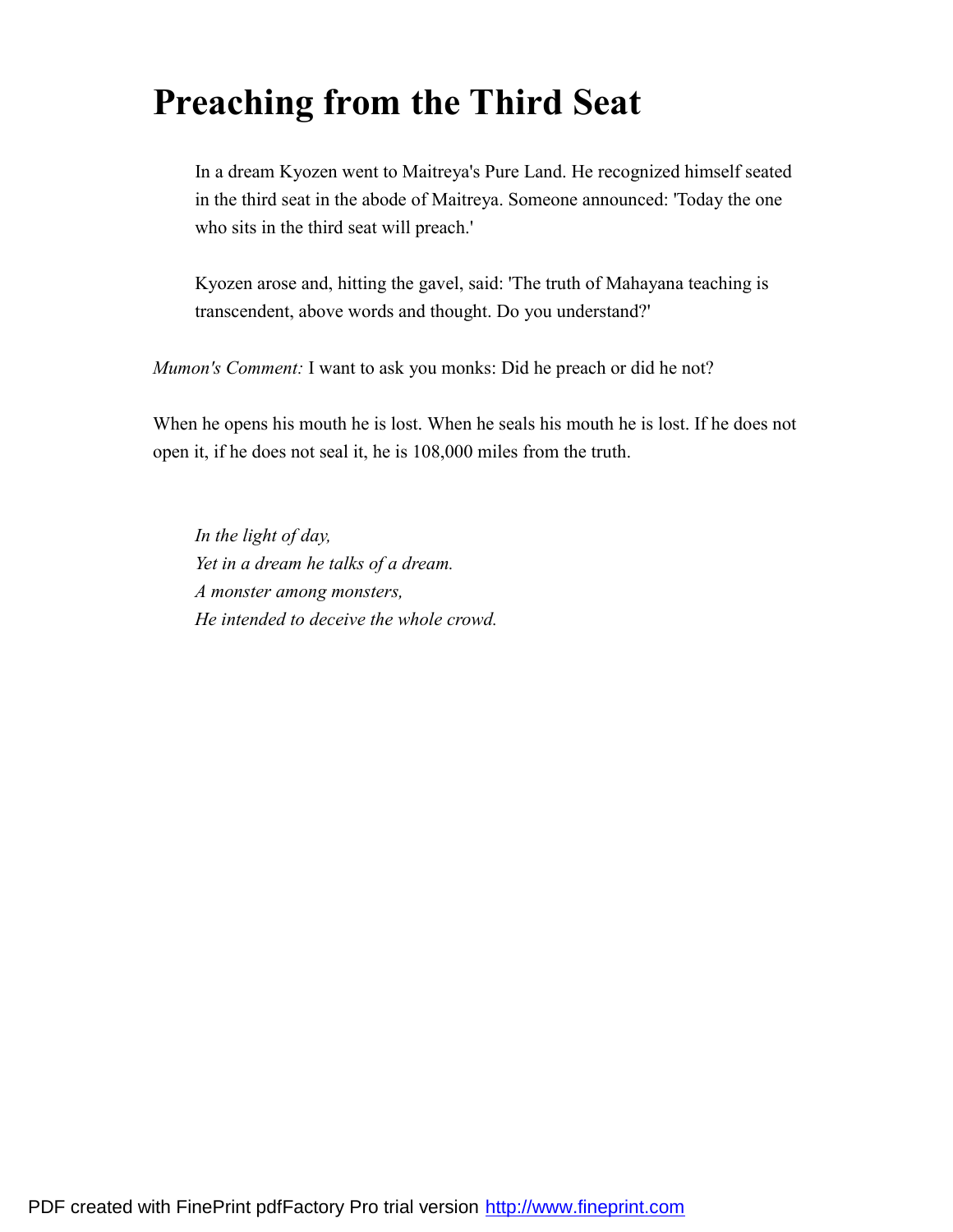# Preaching from the Third Seat

> In a dream Kyozen went to Maitreya's Pure Land. He recognized himself seated in the third seat in the abode of Maitreya. Someone announced: 'Today the one who sits in the third seat will preach.'
>
> Kyozen arose and, hitting the gavel, said: 'The truth of Mahayana teaching is transcendent, above words and thought. Do you understand?'

*Mumon's Comment:* I want to ask you monks: Did he preach or did he not?

When he opens his mouth he is lost. When he seals his mouth he is lost. If he does not open it, if he does not seal it, he is 108,000 miles from the truth.

> *In the light of day,*
> *Yet in a dream he talks of a dream.*
> *A monster among monsters,*
> *He intended to deceive the whole crowd.*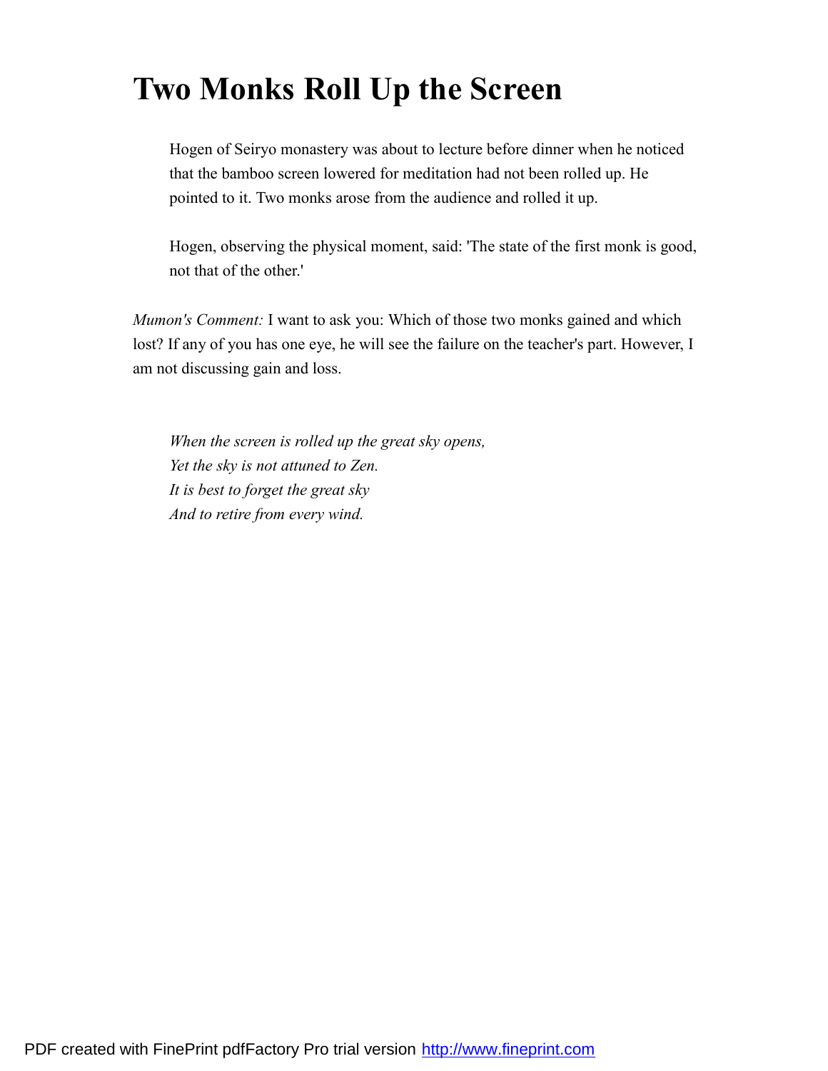# Two Monks Roll Up the Screen

> Hogen of Seiryo monastery was about to lecture before dinner when he noticed that the bamboo screen lowered for meditation had not been rolled up. He pointed to it. Two monks arose from the audience and rolled it up.
>
> Hogen, observing the physical moment, said: 'The state of the first monk is good, not that of the other.'

*Mumon's Comment:* I want to ask you: Which of those two monks gained and which lost? If any of you has one eye, he will see the failure on the teacher's part. However, I am not discussing gain and loss.

> *When the screen is rolled up the great sky opens,*
> *Yet the sky is not attuned to Zen.*
> *It is best to forget the great sky*
> *And to retire from every wind.*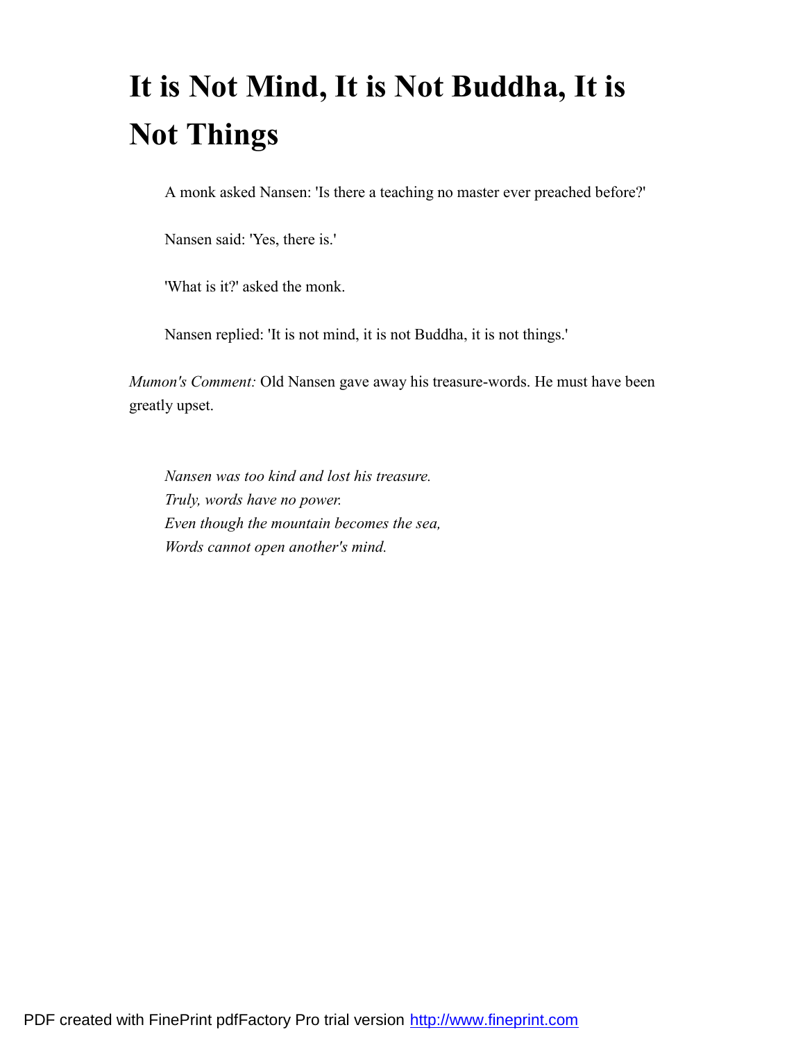# It is Not Mind, It is Not Buddha, It is Not Things

> A monk asked Nansen: 'Is there a teaching no master ever preached before?'
>
> Nansen said: 'Yes, there is.'
>
> 'What is it?' asked the monk.
>
> Nansen replied: 'It is not mind, it is not Buddha, it is not things.'

*Mumon's Comment:* Old Nansen gave away his treasure-words. He must have been greatly upset.

> *Nansen was too kind and lost his treasure.*
> *Truly, words have no power.*
> *Even though the mountain becomes the sea,*
> *Words cannot open another's mind.*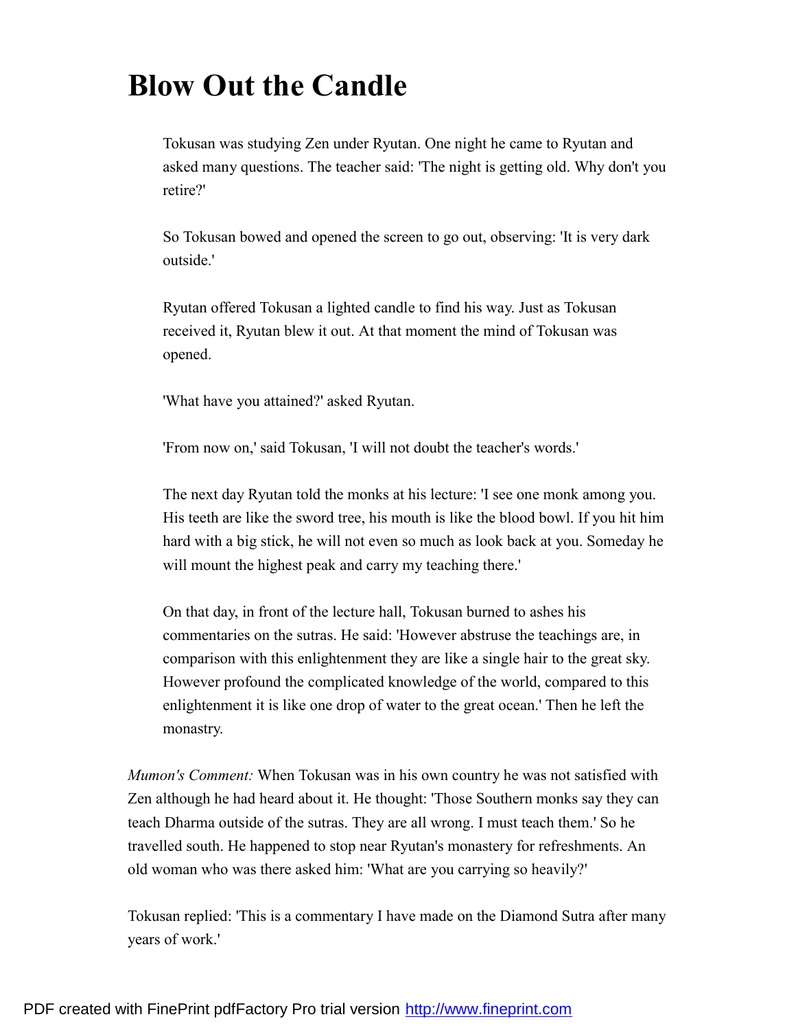# Blow Out the Candle

> Tokusan was studying Zen under Ryutan. One night he came to Ryutan and asked many questions. The teacher said: 'The night is getting old. Why don't you retire?'
>
> So Tokusan bowed and opened the screen to go out, observing: 'It is very dark outside.'
>
> Ryutan offered Tokusan a lighted candle to find his way. Just as Tokusan received it, Ryutan blew it out. At that moment the mind of Tokusan was opened.
>
> 'What have you attained?' asked Ryutan.
>
> 'From now on,' said Tokusan, 'I will not doubt the teacher's words.'
>
> The next day Ryutan told the monks at his lecture: 'I see one monk among you. His teeth are like the sword tree, his mouth is like the blood bowl. If you hit him hard with a big stick, he will not even so much as look back at you. Someday he will mount the highest peak and carry my teaching there.'
>
> On that day, in front of the lecture hall, Tokusan burned to ashes his commentaries on the sutras. He said: 'However abstruse the teachings are, in comparison with this enlightenment they are like a single hair to the great sky. However profound the complicated knowledge of the world, compared to this enlightenment it is like one drop of water to the great ocean.' Then he left the monastry.

*Mumon's Comment:* When Tokusan was in his own country he was not satisfied with Zen although he had heard about it. He thought: 'Those Southern monks say they can teach Dharma outside of the sutras. They are all wrong. I must teach them.' So he travelled south. He happened to stop near Ryutan's monastery for refreshments. An old woman who was there asked him: 'What are you carrying so heavily?'

Tokusan replied: 'This is a commentary I have made on the Diamond Sutra after many years of work.'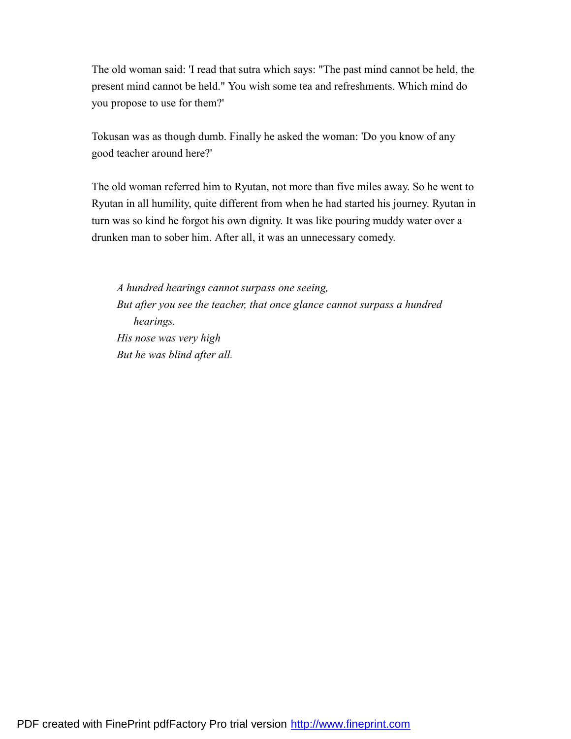The old woman said: 'I read that sutra which says: "The past mind cannot be held, the present mind cannot be held." You wish some tea and refreshments. Which mind do you propose to use for them?'

Tokusan was as though dumb. Finally he asked the woman: 'Do you know of any good teacher around here?'

The old woman referred him to Ryutan, not more than five miles away. So he went to Ryutan in all humility, quite different from when he had started his journey. Ryutan in turn was so kind he forgot his own dignity. It was like pouring muddy water over a drunken man to sober him. After all, it was an unnecessary comedy.

*A hundred hearings cannot surpass one seeing,*  
*But after you see the teacher, that once glance cannot surpass a hundred hearings.*  
*His nose was very high*  
*But he was blind after all.*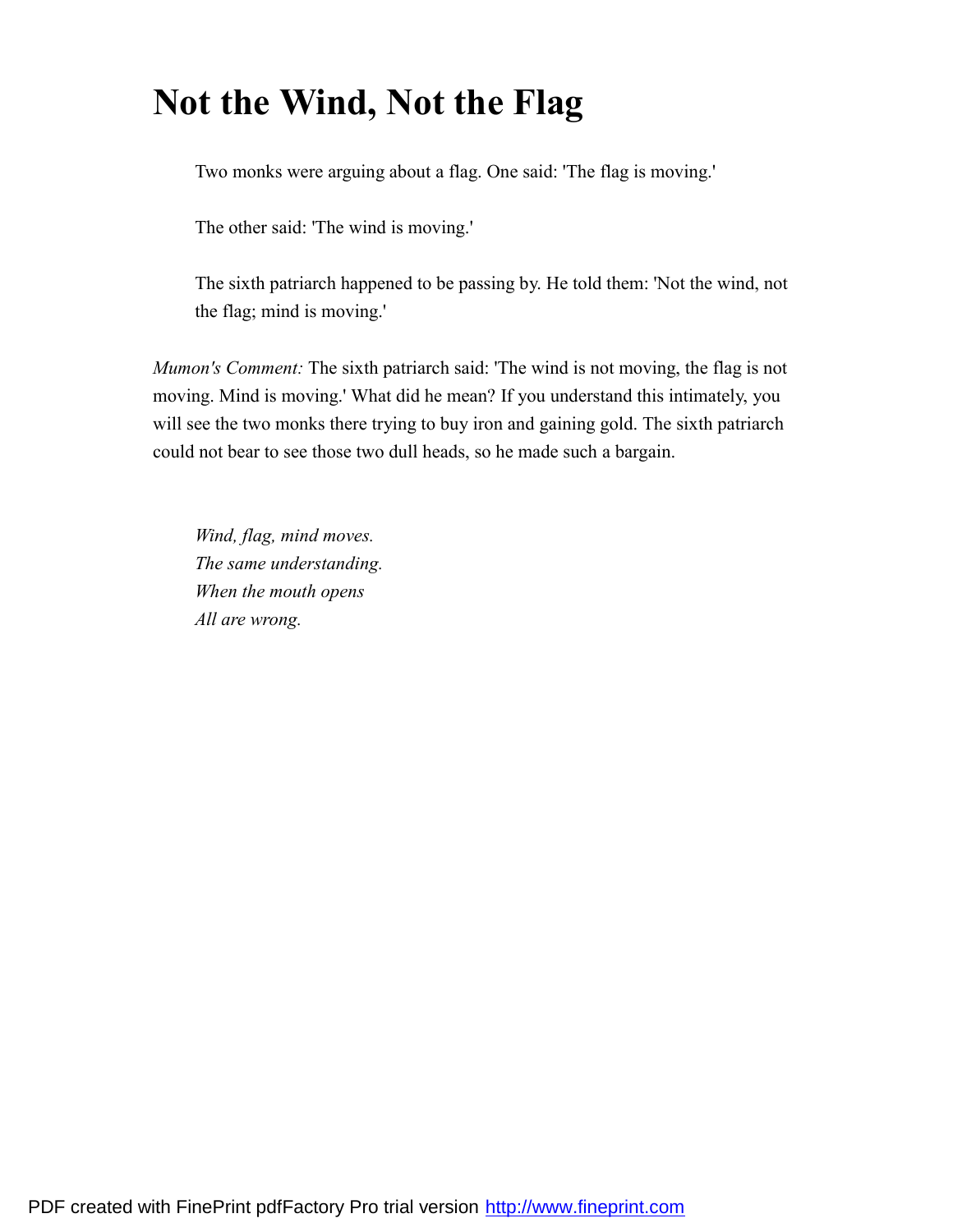# Not the Wind, Not the Flag

> Two monks were arguing about a flag. One said: 'The flag is moving.'
>
> The other said: 'The wind is moving.'
>
> The sixth patriarch happened to be passing by. He told them: 'Not the wind, not the flag; mind is moving.'

*Mumon's Comment:* The sixth patriarch said: 'The wind is not moving, the flag is not moving. Mind is moving.' What did he mean? If you understand this intimately, you will see the two monks there trying to buy iron and gaining gold. The sixth patriarch could not bear to see those two dull heads, so he made such a bargain.

> *Wind, flag, mind moves.*
> *The same understanding.*
> *When the mouth opens*
> *All are wrong.*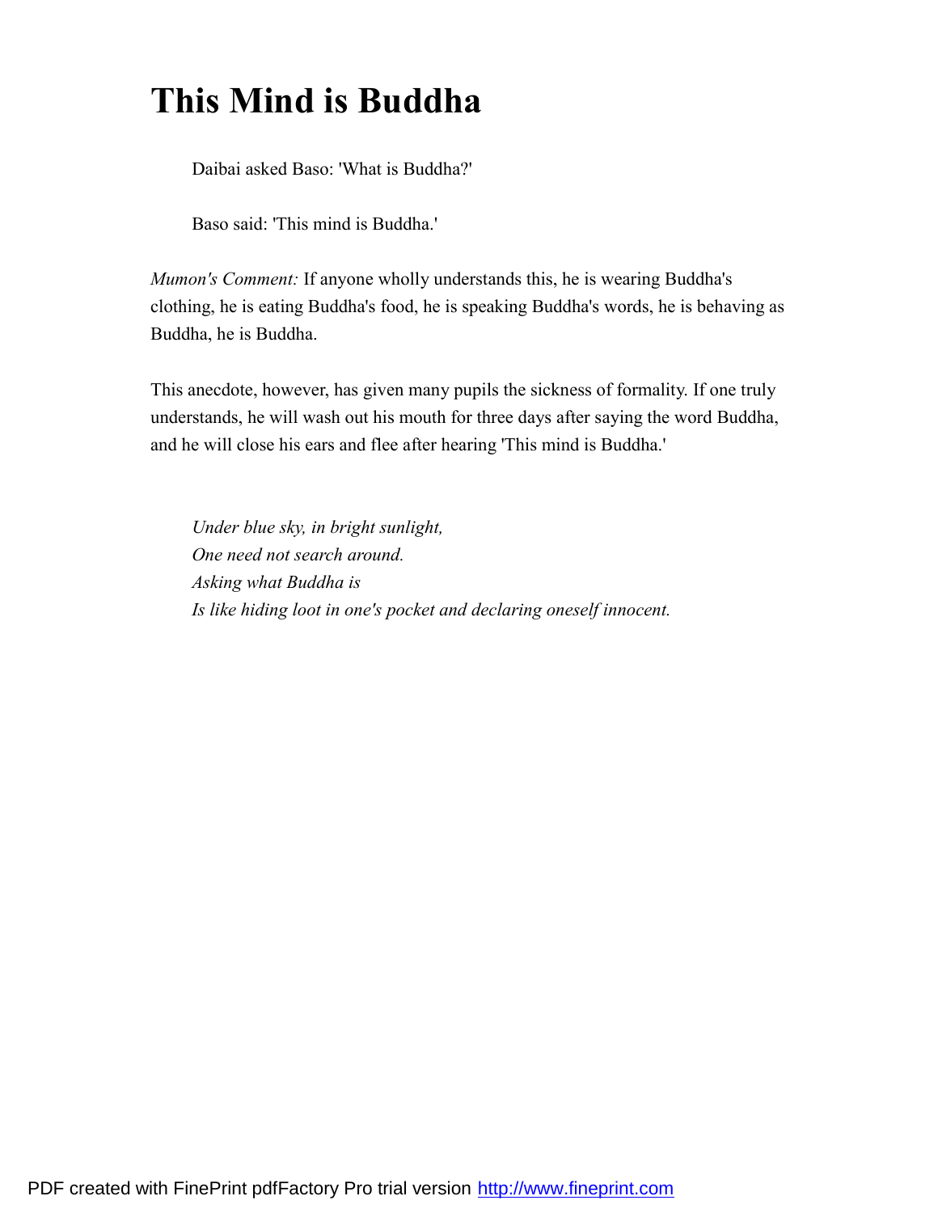# This Mind is Buddha

> Daibai asked Baso: 'What is Buddha?'
>
> Baso said: 'This mind is Buddha.'

*Mumon's Comment:* If anyone wholly understands this, he is wearing Buddha's clothing, he is eating Buddha's food, he is speaking Buddha's words, he is behaving as Buddha, he is Buddha.

This anecdote, however, has given many pupils the sickness of formality. If one truly understands, he will wash out his mouth for three days after saying the word Buddha, and he will close his ears and flee after hearing 'This mind is Buddha.'

> *Under blue sky, in bright sunlight,*
> *One need not search around.*
> *Asking what Buddha is*
> *Is like hiding loot in one's pocket and declaring oneself innocent.*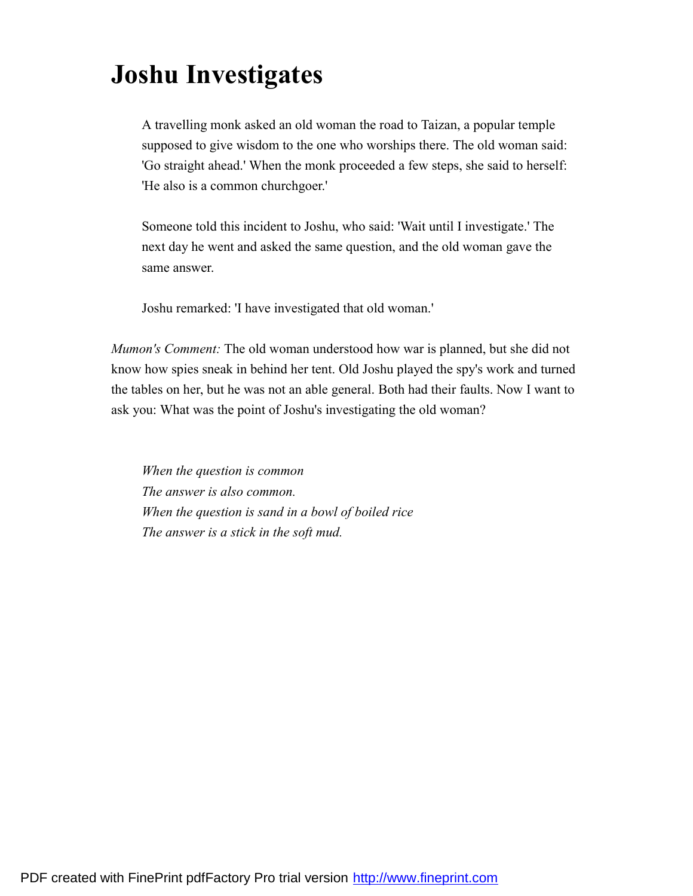# Joshu Investigates

> A travelling monk asked an old woman the road to Taizan, a popular temple supposed to give wisdom to the one who worships there. The old woman said: 'Go straight ahead.' When the monk proceeded a few steps, she said to herself: 'He also is a common churchgoer.'
>
> Someone told this incident to Joshu, who said: 'Wait until I investigate.' The next day he went and asked the same question, and the old woman gave the same answer.
>
> Joshu remarked: 'I have investigated that old woman.'

*Mumon's Comment:* The old woman understood how war is planned, but she did not know how spies sneak in behind her tent. Old Joshu played the spy's work and turned the tables on her, but he was not an able general. Both had their faults. Now I want to ask you: What was the point of Joshu's investigating the old woman?

> *When the question is common*
> *The answer is also common.*
> *When the question is sand in a bowl of boiled rice*
> *The answer is a stick in the soft mud.*

PDF created with FinePrint pdfFactory Pro trial version http://www.fineprint.com